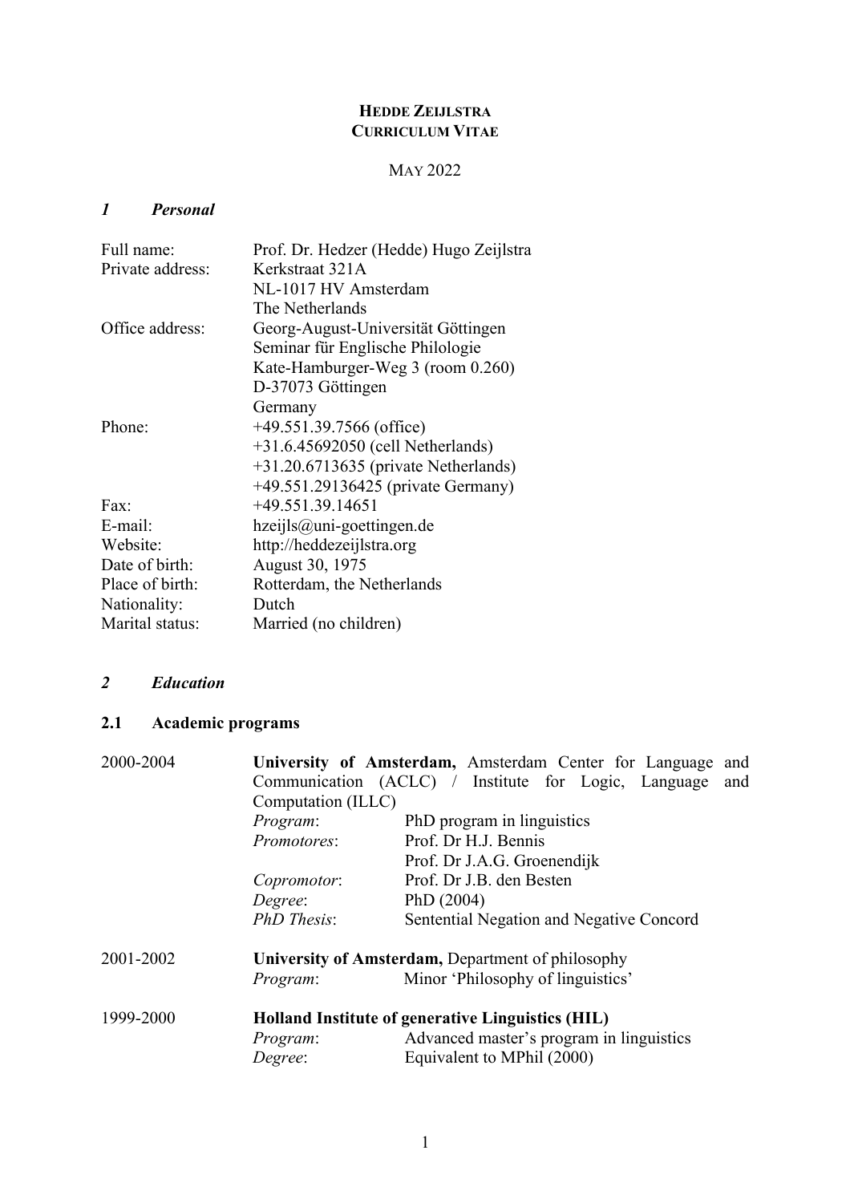**HEDDE ZEIJLSTRA**
**CURRICULUM VITAE**

MAY 2022

## *1 Personal*

| | |
|---|---|
| Full name: | Prof. Dr. Hedzer (Hedde) Hugo Zeijlstra |
| Private address: | Kerkstraat 321A<br>NL-1017 HV Amsterdam<br>The Netherlands |
| Office address: | Georg-August-Universität Göttingen<br>Seminar für Englische Philologie<br>Kate-Hamburger-Weg 3 (room 0.260)<br>D-37073 Göttingen<br>Germany |
| Phone: | +49.551.39.7566 (office)<br>+31.6.45692050 (cell Netherlands)<br>+31.20.6713635 (private Netherlands)<br>+49.551.29136425 (private Germany) |
| Fax: | +49.551.39.14651 |
| E-mail: | hzeijls@uni-goettingen.de |
| Website: | http://heddezeijlstra.org |
| Date of birth: | August 30, 1975 |
| Place of birth: | Rotterdam, the Netherlands |
| Nationality: | Dutch |
| Marital status: | Married (no children) |

## *2 Education*

### 2.1 Academic programs

**2000-2004** — **University of Amsterdam,** Amsterdam Center for Language and Communication (ACLC) / Institute for Logic, Language and Computation (ILLC)

| | |
|---|---|
| *Program*: | PhD program in linguistics |
| *Promotores*: | Prof. Dr H.J. Bennis<br>Prof. Dr J.A.G. Groenendijk |
| *Copromotor*: | Prof. Dr J.B. den Besten |
| *Degree*: | PhD (2004) |
| *PhD Thesis*: | Sentential Negation and Negative Concord |

**2001-2002** — **University of Amsterdam,** Department of philosophy

| | |
|---|---|
| *Program*: | Minor 'Philosophy of linguistics' |

**1999-2000** — **Holland Institute of generative Linguistics (HIL)**

| | |
|---|---|
| *Program*: | Advanced master's program in linguistics |
| *Degree*: | Equivalent to MPhil (2000) |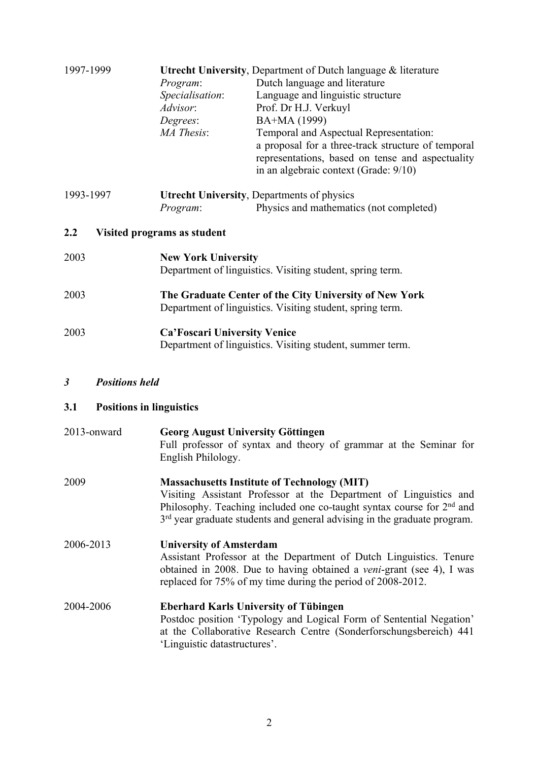1997-1999 **Utrecht University**, Department of Dutch language & literature

*Program*: Dutch language and literature
*Specialisation*: Language and linguistic structure
*Advisor*: Prof. Dr H.J. Verkuyl
*Degrees*: BA+MA (1999)
*MA Thesis*: Temporal and Aspectual Representation: a proposal for a three-track structure of temporal representations, based on tense and aspectuality in an algebraic context (Grade: 9/10)

1993-1997 **Utrecht University**, Departments of physics

*Program*: Physics and mathematics (not completed)

### 2.2 Visited programs as student

2003 **New York University**
Department of linguistics. Visiting student, spring term.

2003 **The Graduate Center of the City University of New York**
Department of linguistics. Visiting student, spring term.

2003 **Ca'Foscari University Venice**
Department of linguistics. Visiting student, summer term.

## *3 Positions held*

### 3.1 Positions in linguistics

2013-onward **Georg August University Göttingen**
Full professor of syntax and theory of grammar at the Seminar for English Philology.

2009 **Massachusetts Institute of Technology (MIT)**
Visiting Assistant Professor at the Department of Linguistics and Philosophy. Teaching included one co-taught syntax course for 2nd and 3rd year graduate students and general advising in the graduate program.

2006-2013 **University of Amsterdam**
Assistant Professor at the Department of Dutch Linguistics. Tenure obtained in 2008. Due to having obtained a *veni*-grant (see 4), I was replaced for 75% of my time during the period of 2008-2012.

2004-2006 **Eberhard Karls University of Tübingen**
Postdoc position 'Typology and Logical Form of Sentential Negation' at the Collaborative Research Centre (Sonderforschungsbereich) 441 'Linguistic datastructures'.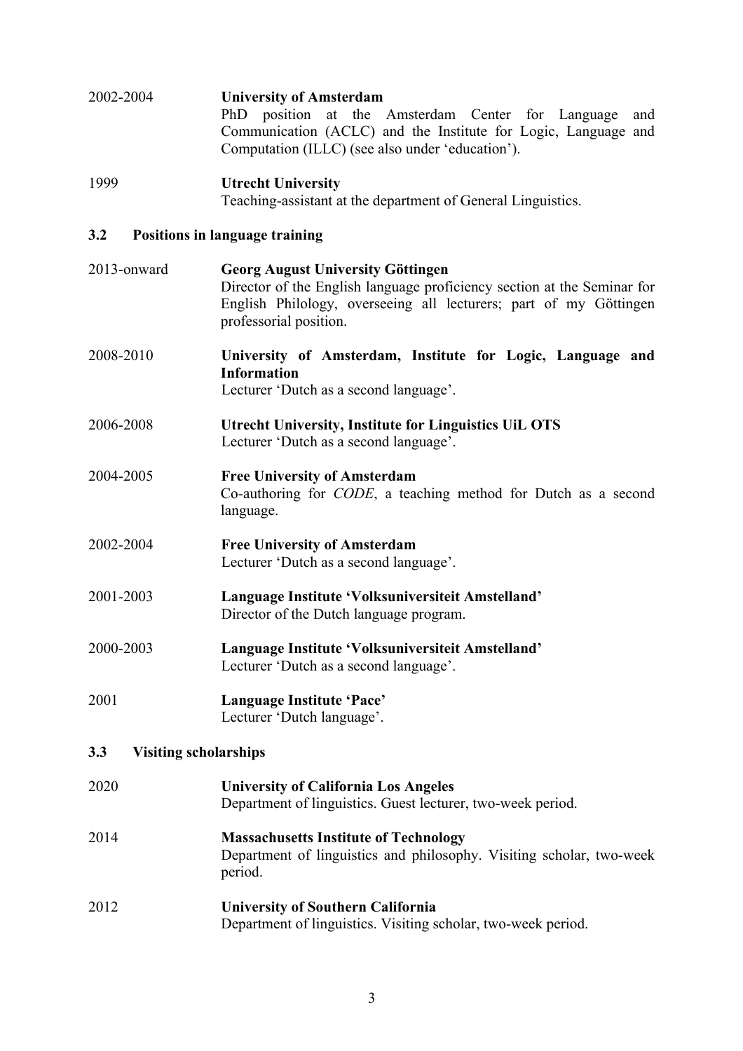2002-2004 **University of Amsterdam**
PhD position at the Amsterdam Center for Language and Communication (ACLC) and the Institute for Logic, Language and Computation (ILLC) (see also under 'education').

1999 **Utrecht University**
Teaching-assistant at the department of General Linguistics.

### 3.2 Positions in language training

2013-onward **Georg August University Göttingen**
Director of the English language proficiency section at the Seminar for English Philology, overseeing all lecturers; part of my Göttingen professorial position.

2008-2010 **University of Amsterdam, Institute for Logic, Language and Information**
Lecturer 'Dutch as a second language'.

2006-2008 **Utrecht University, Institute for Linguistics UiL OTS**
Lecturer 'Dutch as a second language'.

2004-2005 **Free University of Amsterdam**
Co-authoring for *CODE*, a teaching method for Dutch as a second language.

2002-2004 **Free University of Amsterdam**
Lecturer 'Dutch as a second language'.

2001-2003 **Language Institute 'Volksuniversiteit Amstelland'**
Director of the Dutch language program.

2000-2003 **Language Institute 'Volksuniversiteit Amstelland'**
Lecturer 'Dutch as a second language'.

2001 **Language Institute 'Pace'**
Lecturer 'Dutch language'.

### 3.3 Visiting scholarships

2020 **University of California Los Angeles**
Department of linguistics. Guest lecturer, two-week period.

2014 **Massachusetts Institute of Technology**
Department of linguistics and philosophy. Visiting scholar, two-week period.

2012 **University of Southern California**
Department of linguistics. Visiting scholar, two-week period.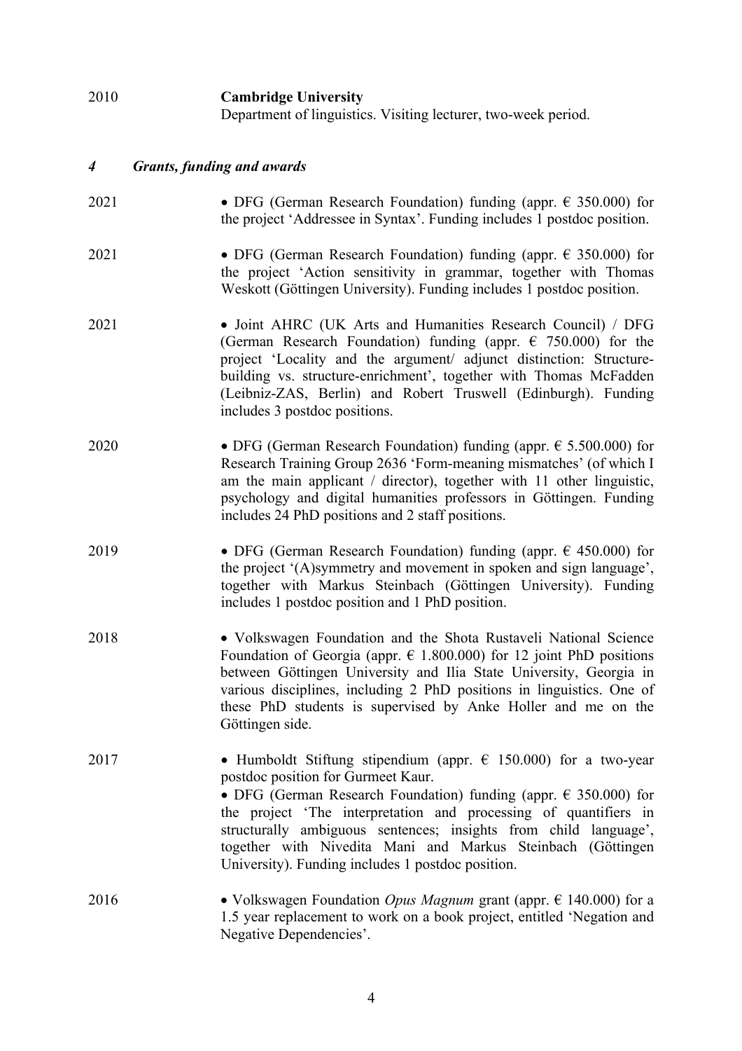2010 **Cambridge University**
Department of linguistics. Visiting lecturer, two-week period.

## *4 Grants, funding and awards*

2021
- DFG (German Research Foundation) funding (appr. € 350.000) for the project 'Addressee in Syntax'. Funding includes 1 postdoc position.

2021
- DFG (German Research Foundation) funding (appr. € 350.000) for the project 'Action sensitivity in grammar, together with Thomas Weskott (Göttingen University). Funding includes 1 postdoc position.

2021
- Joint AHRC (UK Arts and Humanities Research Council) / DFG (German Research Foundation) funding (appr. € 750.000) for the project 'Locality and the argument/ adjunct distinction: Structure-building vs. structure-enrichment', together with Thomas McFadden (Leibniz-ZAS, Berlin) and Robert Truswell (Edinburgh). Funding includes 3 postdoc positions.

2020
- DFG (German Research Foundation) funding (appr. € 5.500.000) for Research Training Group 2636 'Form-meaning mismatches' (of which I am the main applicant / director), together with 11 other linguistic, psychology and digital humanities professors in Göttingen. Funding includes 24 PhD positions and 2 staff positions.

2019
- DFG (German Research Foundation) funding (appr. € 450.000) for the project '(A)symmetry and movement in spoken and sign language', together with Markus Steinbach (Göttingen University). Funding includes 1 postdoc position and 1 PhD position.

2018
- Volkswagen Foundation and the Shota Rustaveli National Science Foundation of Georgia (appr. € 1.800.000) for 12 joint PhD positions between Göttingen University and Ilia State University, Georgia in various disciplines, including 2 PhD positions in linguistics. One of these PhD students is supervised by Anke Holler and me on the Göttingen side.

2017
- Humboldt Stiftung stipendium (appr. € 150.000) for a two-year postdoc position for Gurmeet Kaur.
- DFG (German Research Foundation) funding (appr. € 350.000) for the project 'The interpretation and processing of quantifiers in structurally ambiguous sentences; insights from child language', together with Nivedita Mani and Markus Steinbach (Göttingen University). Funding includes 1 postdoc position.

2016
- Volkswagen Foundation *Opus Magnum* grant (appr. € 140.000) for a 1.5 year replacement to work on a book project, entitled 'Negation and Negative Dependencies'.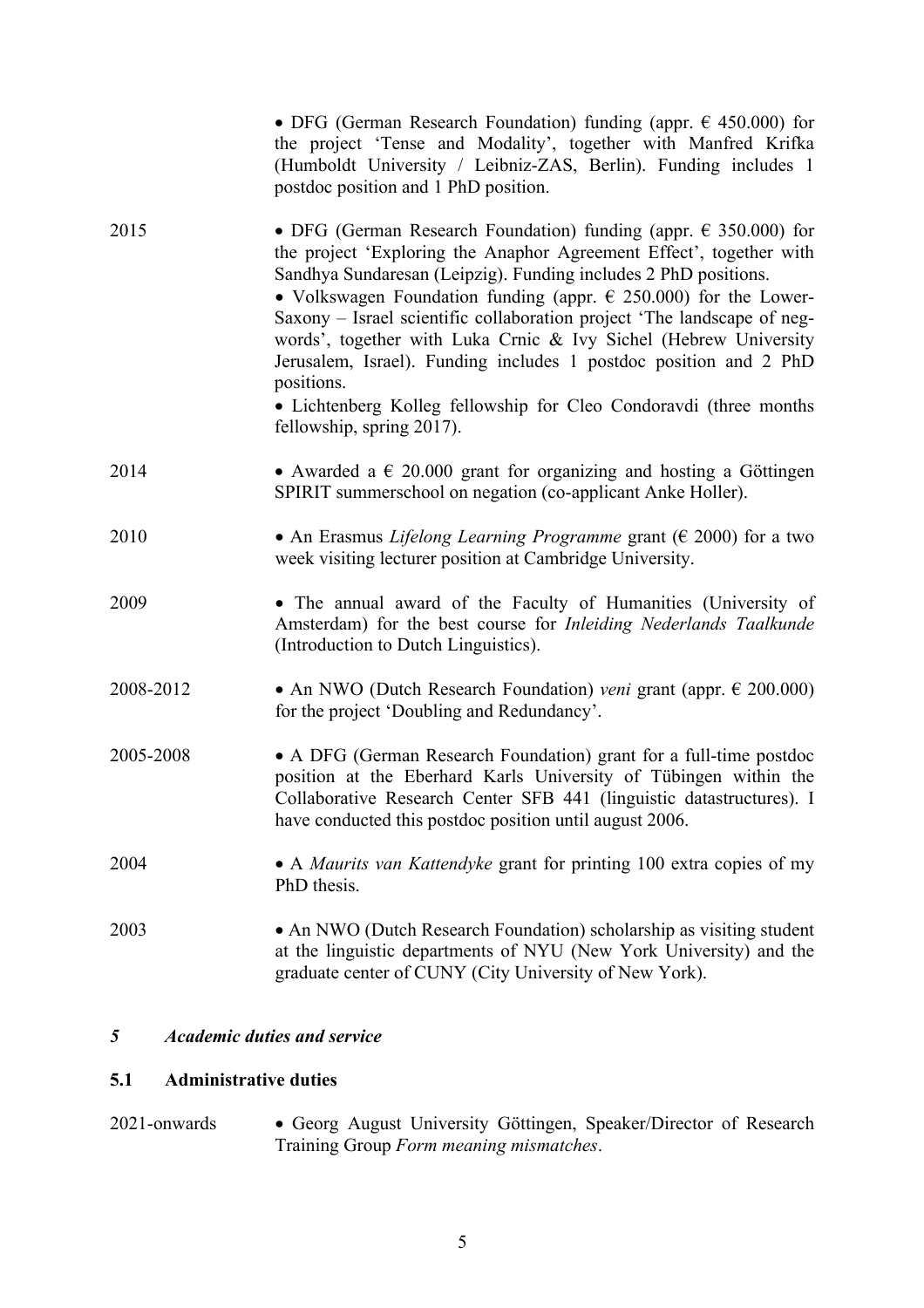| | |
|---|---|
| | • DFG (German Research Foundation) funding (appr. € 450.000) for the project 'Tense and Modality', together with Manfred Krifka (Humboldt University / Leibniz-ZAS, Berlin). Funding includes 1 postdoc position and 1 PhD position. |
| 2015 | • DFG (German Research Foundation) funding (appr. € 350.000) for the project 'Exploring the Anaphor Agreement Effect', together with Sandhya Sundaresan (Leipzig). Funding includes 2 PhD positions.<br>• Volkswagen Foundation funding (appr. € 250.000) for the Lower-Saxony – Israel scientific collaboration project 'The landscape of neg-words', together with Luka Crnic & Ivy Sichel (Hebrew University Jerusalem, Israel). Funding includes 1 postdoc position and 2 PhD positions.<br>• Lichtenberg Kolleg fellowship for Cleo Condoravdi (three months fellowship, spring 2017). |
| 2014 | • Awarded a € 20.000 grant for organizing and hosting a Göttingen SPIRIT summerschool on negation (co-applicant Anke Holler). |
| 2010 | • An Erasmus *Lifelong Learning Programme* grant (€ 2000) for a two week visiting lecturer position at Cambridge University. |
| 2009 | • The annual award of the Faculty of Humanities (University of Amsterdam) for the best course for *Inleiding Nederlands Taalkunde* (Introduction to Dutch Linguistics). |
| 2008-2012 | • An NWO (Dutch Research Foundation) *veni* grant (appr. € 200.000) for the project 'Doubling and Redundancy'. |
| 2005-2008 | • A DFG (German Research Foundation) grant for a full-time postdoc position at the Eberhard Karls University of Tübingen within the Collaborative Research Center SFB 441 (linguistic datastructures). I have conducted this postdoc position until august 2006. |
| 2004 | • A *Maurits van Kattendyke* grant for printing 100 extra copies of my PhD thesis. |
| 2003 | • An NWO (Dutch Research Foundation) scholarship as visiting student at the linguistic departments of NYU (New York University) and the graduate center of CUNY (City University of New York). |

## *5 Academic duties and service*

### 5.1 Administrative duties

| | |
|---|---|
| 2021-onwards | • Georg August University Göttingen, Speaker/Director of Research Training Group *Form meaning mismatches*. |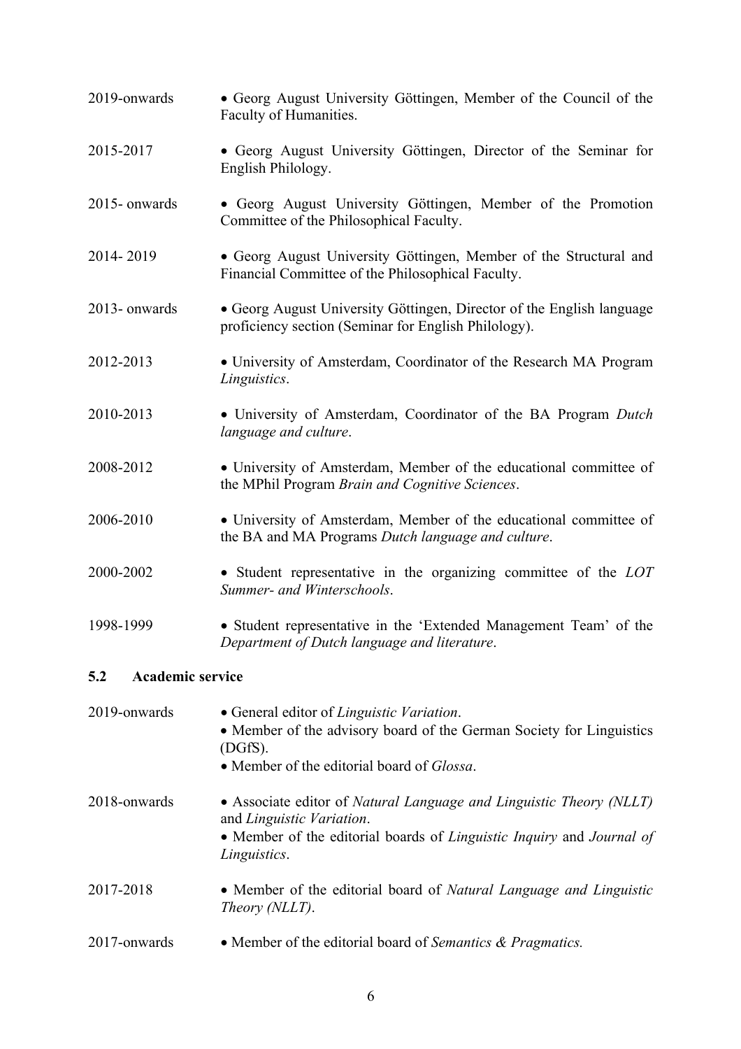2019-onwards • Georg August University Göttingen, Member of the Council of the Faculty of Humanities.

2015-2017 • Georg August University Göttingen, Director of the Seminar for English Philology.

2015- onwards • Georg August University Göttingen, Member of the Promotion Committee of the Philosophical Faculty.

2014- 2019 • Georg August University Göttingen, Member of the Structural and Financial Committee of the Philosophical Faculty.

2013- onwards • Georg August University Göttingen, Director of the English language proficiency section (Seminar for English Philology).

2012-2013 • University of Amsterdam, Coordinator of the Research MA Program *Linguistics*.

2010-2013 • University of Amsterdam, Coordinator of the BA Program *Dutch language and culture*.

2008-2012 • University of Amsterdam, Member of the educational committee of the MPhil Program *Brain and Cognitive Sciences*.

2006-2010 • University of Amsterdam, Member of the educational committee of the BA and MA Programs *Dutch language and culture*.

2000-2002 • Student representative in the organizing committee of the *LOT Summer- and Winterschools*.

1998-1999 • Student representative in the 'Extended Management Team' of the *Department of Dutch language and literature*.

### 5.2 Academic service

2019-onwards
- General editor of *Linguistic Variation*.
- Member of the advisory board of the German Society for Linguistics (DGfS).
- Member of the editorial board of *Glossa*.

2018-onwards
- Associate editor of *Natural Language and Linguistic Theory (NLLT)* and *Linguistic Variation*.
- Member of the editorial boards of *Linguistic Inquiry* and *Journal of Linguistics*.

2017-2018
- Member of the editorial board of *Natural Language and Linguistic Theory (NLLT)*.

2017-onwards
- Member of the editorial board of *Semantics & Pragmatics.*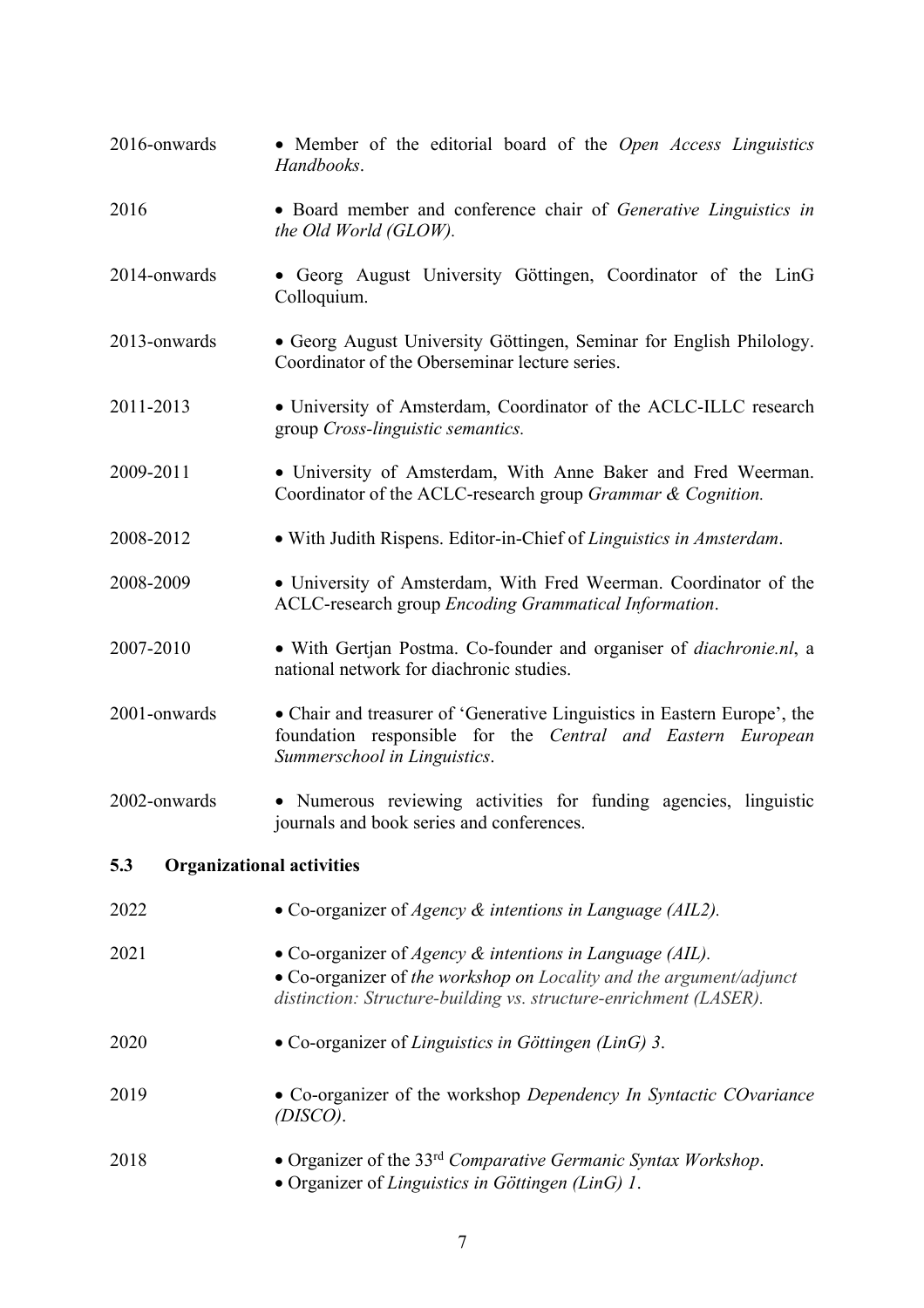2016-onwards • Member of the editorial board of the *Open Access Linguistics Handbooks*.

2016 • Board member and conference chair of *Generative Linguistics in the Old World (GLOW).*

2014-onwards • Georg August University Göttingen, Coordinator of the LinG Colloquium.

2013-onwards • Georg August University Göttingen, Seminar for English Philology. Coordinator of the Oberseminar lecture series.

2011-2013 • University of Amsterdam, Coordinator of the ACLC-ILLC research group *Cross-linguistic semantics.*

2009-2011 • University of Amsterdam, With Anne Baker and Fred Weerman. Coordinator of the ACLC-research group *Grammar & Cognition.*

2008-2012 • With Judith Rispens. Editor-in-Chief of *Linguistics in Amsterdam*.

2008-2009 • University of Amsterdam, With Fred Weerman. Coordinator of the ACLC-research group *Encoding Grammatical Information*.

2007-2010 • With Gertjan Postma. Co-founder and organiser of *diachronie.nl*, a national network for diachronic studies.

2001-onwards • Chair and treasurer of 'Generative Linguistics in Eastern Europe', the foundation responsible for the *Central and Eastern European Summerschool in Linguistics*.

2002-onwards • Numerous reviewing activities for funding agencies, linguistic journals and book series and conferences.

### 5.3 Organizational activities

2022 • Co-organizer of *Agency & intentions in Language (AIL2).*

2021 • Co-organizer of *Agency & intentions in Language (AIL).*
• Co-organizer of *the workshop on Locality and the argument/adjunct distinction: Structure-building vs. structure-enrichment (LASER).*

2020 • Co-organizer of *Linguistics in Göttingen (LinG) 3*.

2019 • Co-organizer of the workshop *Dependency In Syntactic COvariance (DISCO)*.

2018 • Organizer of the 33rd *Comparative Germanic Syntax Workshop*.
• Organizer of *Linguistics in Göttingen (LinG) 1*.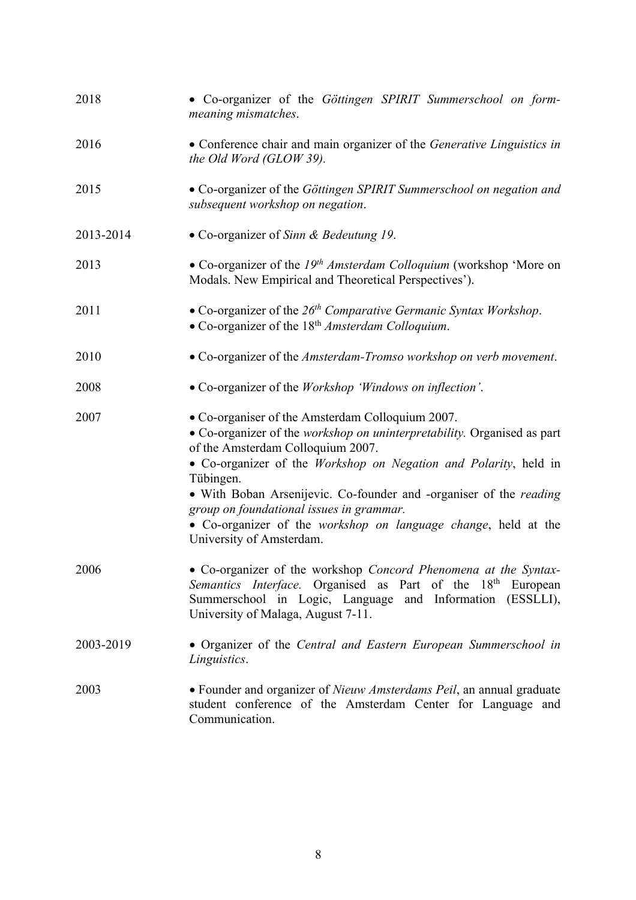| | |
|---|---|
| 2018 | • Co-organizer of the *Göttingen SPIRIT Summerschool on form-meaning mismatches*. |
| 2016 | • Conference chair and main organizer of the *Generative Linguistics in the Old Word (GLOW 39).* |
| 2015 | • Co-organizer of the *Göttingen SPIRIT Summerschool on negation and subsequent workshop on negation*. |
| 2013-2014 | • Co-organizer of *Sinn & Bedeutung 19*. |
| 2013 | • Co-organizer of the *19th Amsterdam Colloquium* (workshop 'More on Modals. New Empirical and Theoretical Perspectives'). |
| 2011 | • Co-organizer of the *26th Comparative Germanic Syntax Workshop*.<br>• Co-organizer of the 18th *Amsterdam Colloquium*. |
| 2010 | • Co-organizer of the *Amsterdam-Tromso workshop on verb movement*. |
| 2008 | • Co-organizer of the *Workshop 'Windows on inflection'*. |
| 2007 | • Co-organiser of the Amsterdam Colloquium 2007.<br>• Co-organizer of the *workshop on uninterpretability.* Organised as part of the Amsterdam Colloquium 2007.<br>• Co-organizer of the *Workshop on Negation and Polarity*, held in Tübingen.<br>• With Boban Arsenijevic. Co-founder and -organiser of the *reading group on foundational issues in grammar.*<br>• Co-organizer of the *workshop on language change*, held at the University of Amsterdam. |
| 2006 | • Co-organizer of the workshop *Concord Phenomena at the Syntax-Semantics Interface.* Organised as Part of the 18th European Summerschool in Logic, Language and Information (ESSLLI), University of Malaga, August 7-11. |
| 2003-2019 | • Organizer of the *Central and Eastern European Summerschool in Linguistics*. |
| 2003 | • Founder and organizer of *Nieuw Amsterdams Peil*, an annual graduate student conference of the Amsterdam Center for Language and Communication. |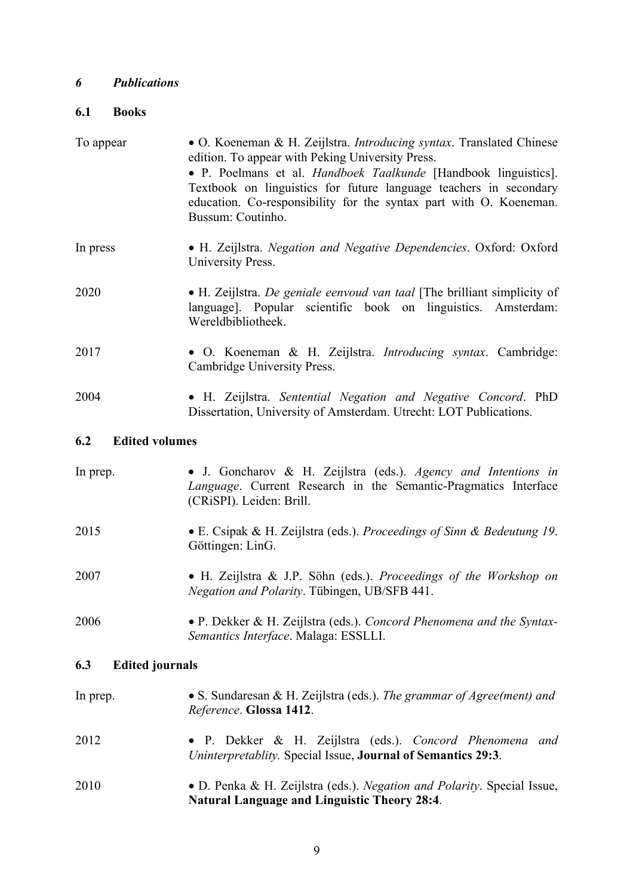## *6 Publications*

### 6.1 Books

| | |
|---|---|
| To appear | • O. Koeneman & H. Zeijlstra. *Introducing syntax*. Translated Chinese edition. To appear with Peking University Press.<br>• P. Poelmans et al. *Handboek Taalkunde* [Handbook linguistics]. Textbook on linguistics for future language teachers in secondary education. Co-responsibility for the syntax part with O. Koeneman. Bussum: Coutinho. |
| In press | • H. Zeijlstra. *Negation and Negative Dependencies*. Oxford: Oxford University Press. |
| 2020 | • H. Zeijlstra. *De geniale eenvoud van taal* [The brilliant simplicity of language]. Popular scientific book on linguistics. Amsterdam: Wereldbibliotheek. |
| 2017 | • O. Koeneman & H. Zeijlstra. *Introducing syntax*. Cambridge: Cambridge University Press. |
| 2004 | • H. Zeijlstra. *Sentential Negation and Negative Concord*. PhD Dissertation, University of Amsterdam. Utrecht: LOT Publications. |

### 6.2 Edited volumes

| | |
|---|---|
| In prep. | • J. Goncharov & H. Zeijlstra (eds.). *Agency and Intentions in Language*. Current Research in the Semantic-Pragmatics Interface (CRiSPI). Leiden: Brill. |
| 2015 | • E. Csipak & H. Zeijlstra (eds.). *Proceedings of Sinn & Bedeutung 19*. Göttingen: LinG. |
| 2007 | • H. Zeijlstra & J.P. Söhn (eds.). *Proceedings of the Workshop on Negation and Polarity*. Tübingen, UB/SFB 441. |
| 2006 | • P. Dekker & H. Zeijlstra (eds.). *Concord Phenomena and the Syntax-Semantics Interface*. Malaga: ESSLLI. |

### 6.3 Edited journals

| | |
|---|---|
| In prep. | • S. Sundaresan & H. Zeijlstra (eds.). *The grammar of Agree(ment) and Reference*. **Glossa 1412**. |
| 2012 | • P. Dekker & H. Zeijlstra (eds.). *Concord Phenomena and Uninterpretablity.* Special Issue, **Journal of Semantics 29:3**. |
| 2010 | • D. Penka & H. Zeijlstra (eds.). *Negation and Polarity*. Special Issue, **Natural Language and Linguistic Theory 28:4**. |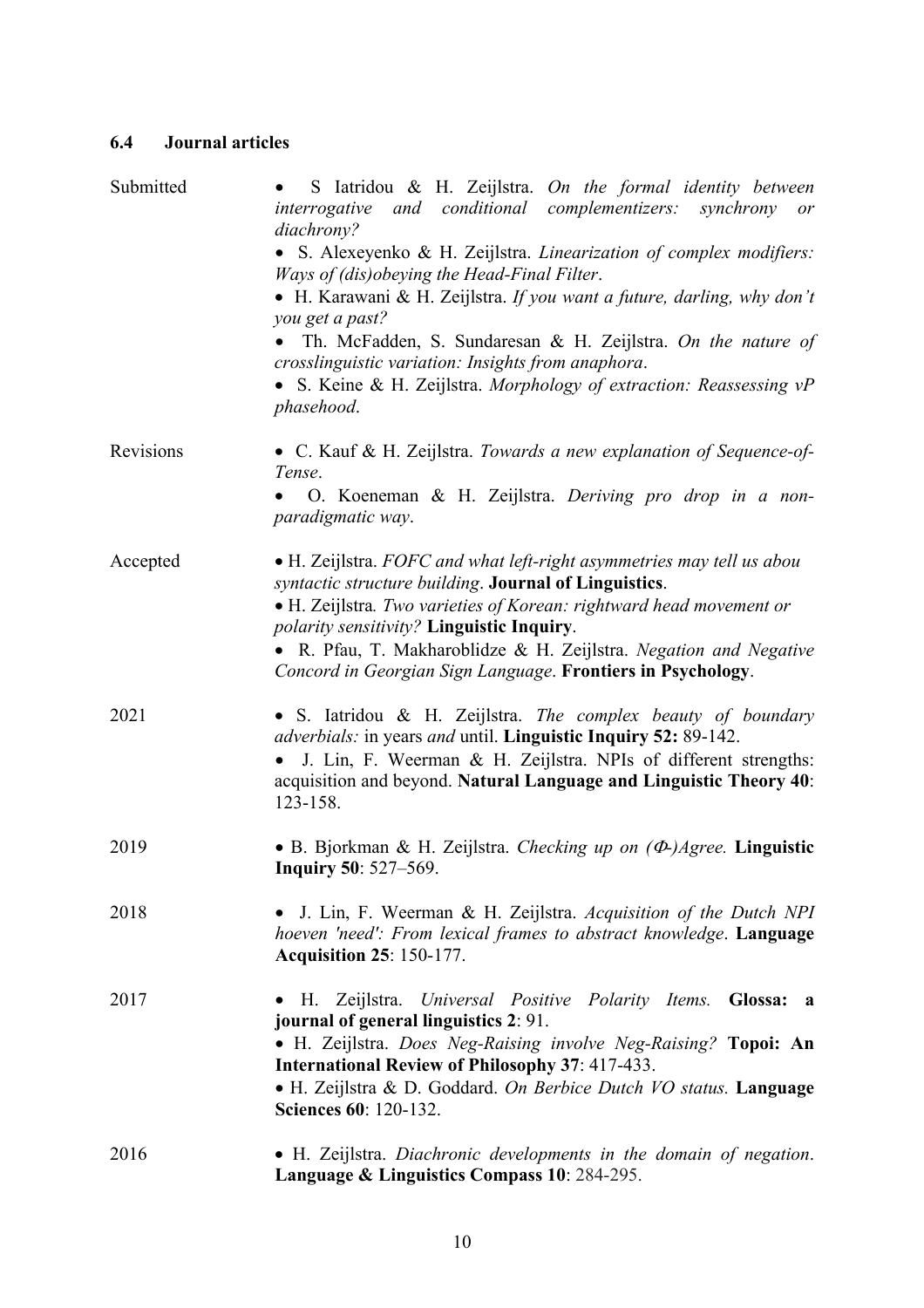### 6.4 Journal articles

**Submitted**

- S Iatridou & H. Zeijlstra. *On the formal identity between interrogative and conditional complementizers: synchrony or diachrony?*
- S. Alexeyenko & H. Zeijlstra. *Linearization of complex modifiers: Ways of (dis)obeying the Head-Final Filter*.
- H. Karawani & H. Zeijlstra. *If you want a future, darling, why don't you get a past?*
- Th. McFadden, S. Sundaresan & H. Zeijlstra. *On the nature of crosslinguistic variation: Insights from anaphora*.
- S. Keine & H. Zeijlstra. *Morphology of extraction: Reassessing vP phasehood*.

**Revisions**

- C. Kauf & H. Zeijlstra. *Towards a new explanation of Sequence-of-Tense*.
- O. Koeneman & H. Zeijlstra. *Deriving pro drop in a non-paradigmatic way*.

**Accepted**

- H. Zeijlstra. *FOFC and what left-right asymmetries may tell us abou syntactic structure building*. **Journal of Linguistics**.
- H. Zeijlstra*. Two varieties of Korean: rightward head movement or polarity sensitivity?* **Linguistic Inquiry**.
- R. Pfau, T. Makharoblidze & H. Zeijlstra. *Negation and Negative Concord in Georgian Sign Language*. **Frontiers in Psychology**.

**2021**

- S. Iatridou & H. Zeijlstra. *The complex beauty of boundary adverbials:* in years *and* until. **Linguistic Inquiry 52:** 89-142.
- J. Lin, F. Weerman & H. Zeijlstra. NPIs of different strengths: acquisition and beyond. **Natural Language and Linguistic Theory 40**: 123-158.

**2019**

- B. Bjorkman & H. Zeijlstra. *Checking up on (Φ-)Agree.* **Linguistic Inquiry 50**: 527–569.

**2018**

- J. Lin, F. Weerman & H. Zeijlstra. *Acquisition of the Dutch NPI hoeven 'need': From lexical frames to abstract knowledge*. **Language Acquisition 25**: 150-177.

**2017**

- H. Zeijlstra. *Universal Positive Polarity Items.* **Glossa: a journal of general linguistics 2**: 91.
- H. Zeijlstra. *Does Neg-Raising involve Neg-Raising?* **Topoi: An International Review of Philosophy 37**: 417-433.
- H. Zeijlstra & D. Goddard. *On Berbice Dutch VO status.* **Language Sciences 60**: 120-132.

**2016**

- H. Zeijlstra. *Diachronic developments in the domain of negation*. **Language & Linguistics Compass 10**: 284-295.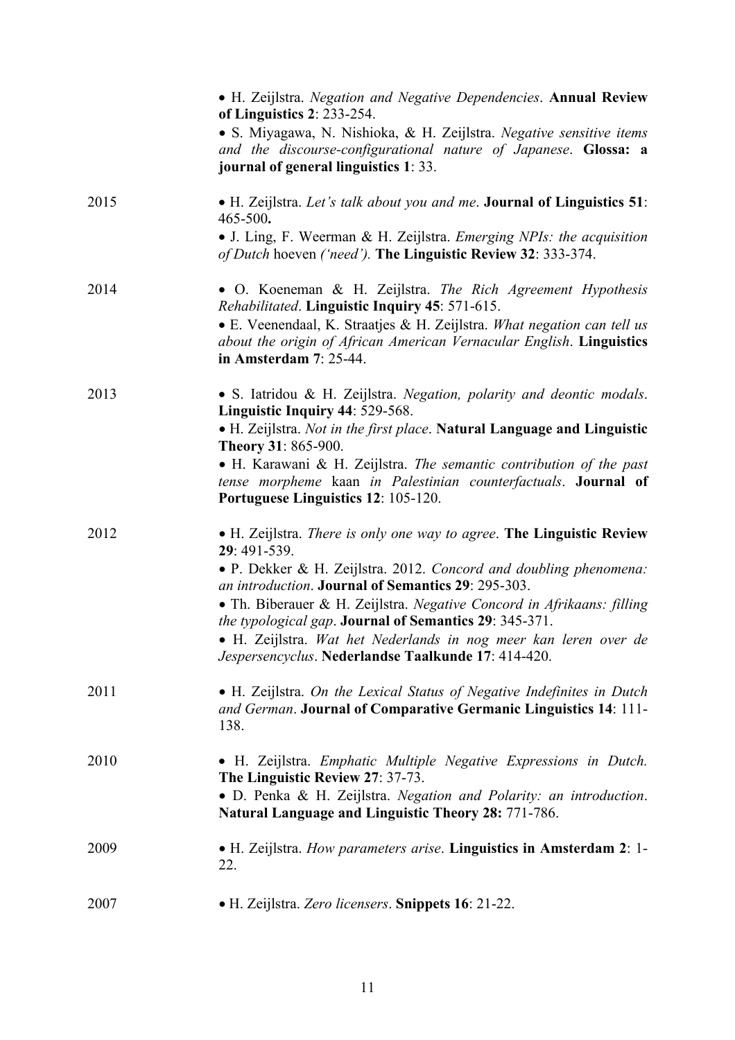- H. Zeijlstra. *Negation and Negative Dependencies*. **Annual Review of Linguistics 2**: 233-254.
- S. Miyagawa, N. Nishioka, & H. Zeijlstra. *Negative sensitive items and the discourse-configurational nature of Japanese*. **Glossa: a journal of general linguistics 1**: 33.

2015

- H. Zeijlstra. *Let's talk about you and me*. **Journal of Linguistics 51**: 465-500**.**
- J. Ling, F. Weerman & H. Zeijlstra. *Emerging NPIs: the acquisition of Dutch* hoeven *('need').* **The Linguistic Review 32**: 333-374.

2014

- O. Koeneman & H. Zeijlstra. *The Rich Agreement Hypothesis Rehabilitated*. **Linguistic Inquiry 45**: 571-615.
- E. Veenendaal, K. Straatjes & H. Zeijlstra. *What negation can tell us about the origin of African American Vernacular English*. **Linguistics in Amsterdam 7**: 25-44.

2013

- S. Iatridou & H. Zeijlstra. *Negation, polarity and deontic modals*. **Linguistic Inquiry 44**: 529-568.
- H. Zeijlstra. *Not in the first place*. **Natural Language and Linguistic Theory 31**: 865-900.
- H. Karawani & H. Zeijlstra. *The semantic contribution of the past tense morpheme* kaan *in Palestinian counterfactuals*. **Journal of Portuguese Linguistics 12**: 105-120.

2012

- H. Zeijlstra. *There is only one way to agree*. **The Linguistic Review 29**: 491-539.
- P. Dekker & H. Zeijlstra. 2012. *Concord and doubling phenomena: an introduction*. **Journal of Semantics 29**: 295-303.
- Th. Biberauer & H. Zeijlstra. *Negative Concord in Afrikaans: filling the typological gap*. **Journal of Semantics 29**: 345-371.
- H. Zeijlstra. *Wat het Nederlands in nog meer kan leren over de Jespersencyclus*. **Nederlandse Taalkunde 17**: 414-420.

2011

- H. Zeijlstra. *On the Lexical Status of Negative Indefinites in Dutch and German*. **Journal of Comparative Germanic Linguistics 14**: 111-138.

2010

- H. Zeijlstra. *Emphatic Multiple Negative Expressions in Dutch.* **The Linguistic Review 27**: 37-73.
- D. Penka & H. Zeijlstra. *Negation and Polarity: an introduction*. **Natural Language and Linguistic Theory 28:** 771-786.

2009

- H. Zeijlstra. *How parameters arise*. **Linguistics in Amsterdam 2**: 1-22.

2007

- H. Zeijlstra. *Zero licensers*. **Snippets 16**: 21-22.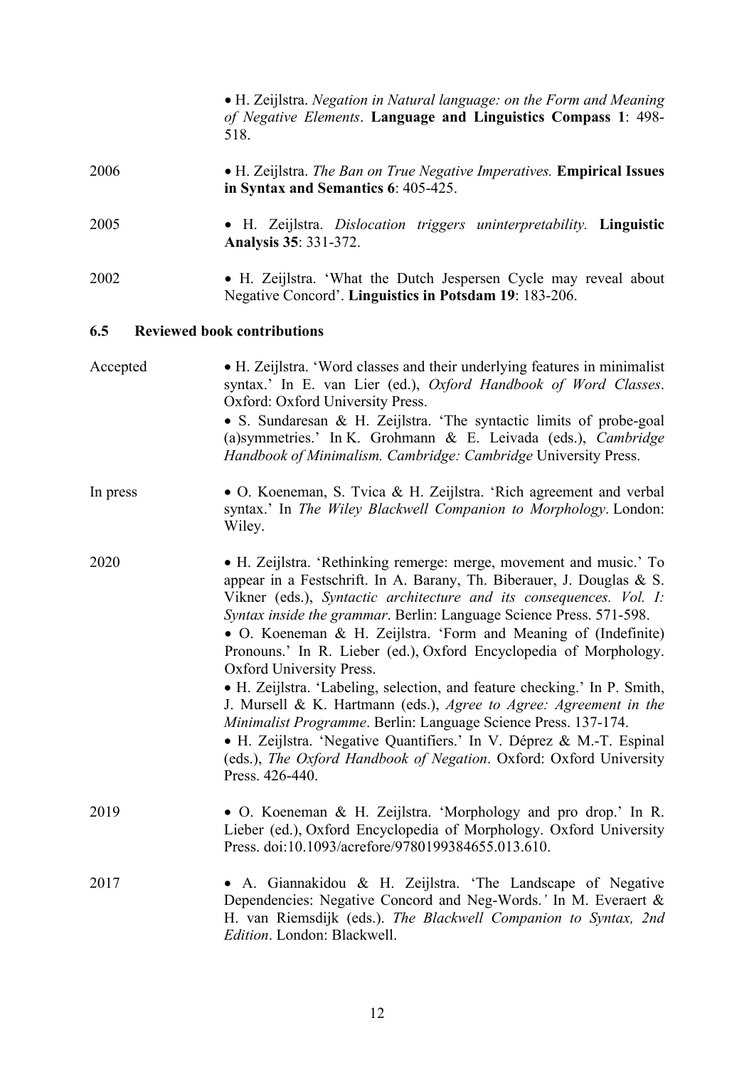- H. Zeijlstra. *Negation in Natural language: on the Form and Meaning of Negative Elements*. **Language and Linguistics Compass 1**: 498-518.

2006

- H. Zeijlstra. *The Ban on True Negative Imperatives.* **Empirical Issues in Syntax and Semantics 6**: 405-425.

2005

- H. Zeijlstra. *Dislocation triggers uninterpretability.* **Linguistic Analysis 35**: 331-372.

2002

- H. Zeijlstra. 'What the Dutch Jespersen Cycle may reveal about Negative Concord'. **Linguistics in Potsdam 19**: 183-206.

### 6.5 Reviewed book contributions

Accepted

- H. Zeijlstra. 'Word classes and their underlying features in minimalist syntax.' In E. van Lier (ed.), *Oxford Handbook of Word Classes*. Oxford: Oxford University Press.
- S. Sundaresan & H. Zeijlstra. 'The syntactic limits of probe-goal (a)symmetries.' In K. Grohmann & E. Leivada (eds.), *Cambridge Handbook of Minimalism. Cambridge: Cambridge* University Press.

In press

- O. Koeneman, S. Tvica & H. Zeijlstra. 'Rich agreement and verbal syntax.' In *The Wiley Blackwell Companion to Morphology*. London: Wiley.

2020

- H. Zeijlstra. 'Rethinking remerge: merge, movement and music.' To appear in a Festschrift. In A. Barany, Th. Biberauer, J. Douglas & S. Vikner (eds.), *Syntactic architecture and its consequences. Vol. I: Syntax inside the grammar*. Berlin: Language Science Press. 571-598.
- O. Koeneman & H. Zeijlstra. 'Form and Meaning of (Indefinite) Pronouns.' In R. Lieber (ed.), Oxford Encyclopedia of Morphology. Oxford University Press.
- H. Zeijlstra. 'Labeling, selection, and feature checking.' In P. Smith, J. Mursell & K. Hartmann (eds.), *Agree to Agree: Agreement in the Minimalist Programme*. Berlin: Language Science Press. 137-174.
- H. Zeijlstra. 'Negative Quantifiers.' In V. Déprez & M.-T. Espinal (eds.), *The Oxford Handbook of Negation*. Oxford: Oxford University Press. 426-440.

2019

- O. Koeneman & H. Zeijlstra. 'Morphology and pro drop.' In R. Lieber (ed.), Oxford Encyclopedia of Morphology. Oxford University Press. doi:10.1093/acrefore/9780199384655.013.610.

2017

- A. Giannakidou & H. Zeijlstra. 'The Landscape of Negative Dependencies: Negative Concord and Neg-Words.*'* In M. Everaert & H. van Riemsdijk (eds.). *The Blackwell Companion to Syntax, 2nd Edition*. London: Blackwell.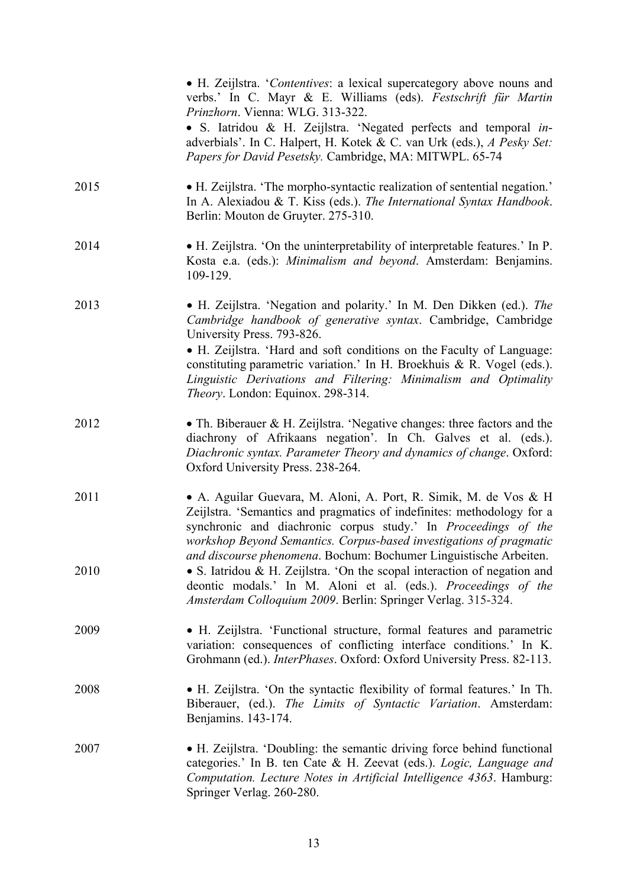- H. Zeijlstra. '*Contentives*: a lexical supercategory above nouns and verbs.' In C. Mayr & E. Williams (eds). *Festschrift für Martin Prinzhorn*. Vienna: WLG. 313-322.
- S. Iatridou & H. Zeijlstra. 'Negated perfects and temporal *in*-adverbials'. In C. Halpert, H. Kotek & C. van Urk (eds.), *A Pesky Set: Papers for David Pesetsky.* Cambridge, MA: MITWPL. 65-74

2015

- H. Zeijlstra. 'The morpho-syntactic realization of sentential negation.' In A. Alexiadou & T. Kiss (eds.). *The International Syntax Handbook*. Berlin: Mouton de Gruyter. 275-310.

2014

- H. Zeijlstra. 'On the uninterpretability of interpretable features.' In P. Kosta e.a. (eds.): *Minimalism and beyond*. Amsterdam: Benjamins. 109-129.

2013

- H. Zeijlstra. 'Negation and polarity.' In M. Den Dikken (ed.). *The Cambridge handbook of generative syntax*. Cambridge, Cambridge University Press. 793-826.
- H. Zeijlstra. 'Hard and soft conditions on the Faculty of Language: constituting parametric variation.' In H. Broekhuis & R. Vogel (eds.). *Linguistic Derivations and Filtering: Minimalism and Optimality Theory*. London: Equinox. 298-314.

2012

- Th. Biberauer & H. Zeijlstra. 'Negative changes: three factors and the diachrony of Afrikaans negation'. In Ch. Galves et al. (eds.). *Diachronic syntax. Parameter Theory and dynamics of change*. Oxford: Oxford University Press. 238-264.

2011

- A. Aguilar Guevara, M. Aloni, A. Port, R. Simik, M. de Vos & H Zeijlstra. 'Semantics and pragmatics of indefinites: methodology for a synchronic and diachronic corpus study.' In *Proceedings of the workshop Beyond Semantics. Corpus-based investigations of pragmatic and discourse phenomena*. Bochum: Bochumer Linguistische Arbeiten.

2010

- S. Iatridou & H. Zeijlstra. 'On the scopal interaction of negation and deontic modals.' In M. Aloni et al. (eds.). *Proceedings of the Amsterdam Colloquium 2009*. Berlin: Springer Verlag. 315-324.

2009

- H. Zeijlstra. 'Functional structure, formal features and parametric variation: consequences of conflicting interface conditions.' In K. Grohmann (ed.). *InterPhases*. Oxford: Oxford University Press. 82-113.

2008

- H. Zeijlstra. 'On the syntactic flexibility of formal features.' In Th. Biberauer, (ed.). *The Limits of Syntactic Variation*. Amsterdam: Benjamins. 143-174.

2007

- H. Zeijlstra. 'Doubling: the semantic driving force behind functional categories.' In B. ten Cate & H. Zeevat (eds.). *Logic, Language and Computation. Lecture Notes in Artificial Intelligence 4363*. Hamburg: Springer Verlag. 260-280.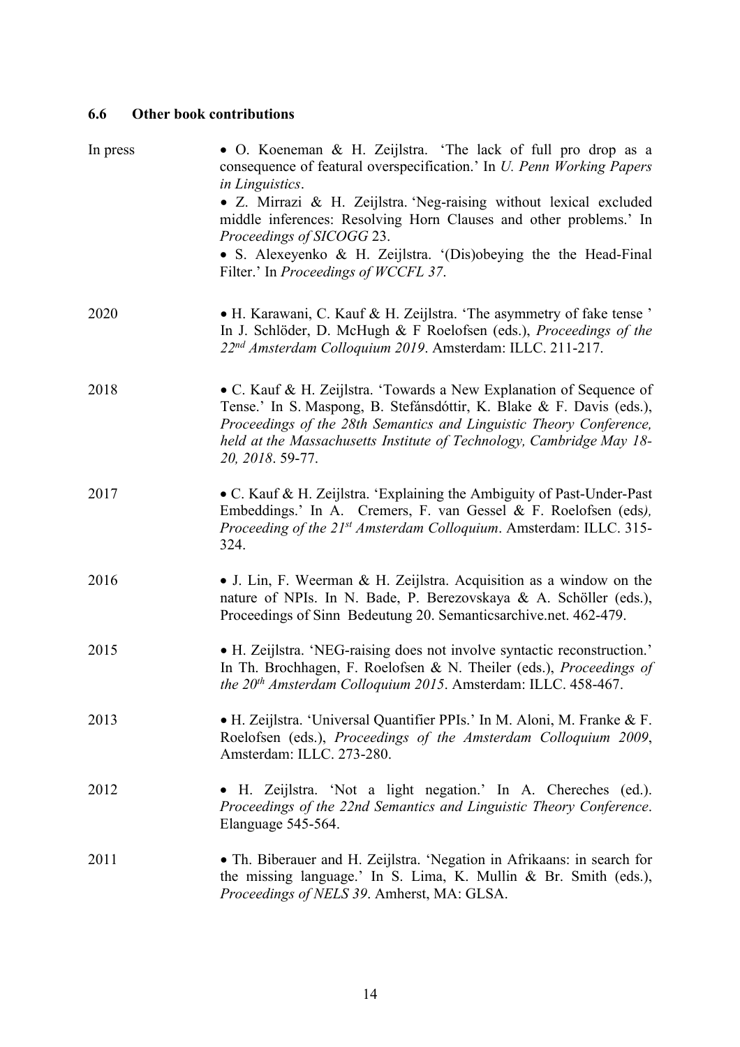### 6.6 Other book contributions

In press

- O. Koeneman & H. Zeijlstra. 'The lack of full pro drop as a consequence of featural overspecification.' In *U. Penn Working Papers in Linguistics*.
- Z. Mirrazi & H. Zeijlstra. 'Neg-raising without lexical excluded middle inferences: Resolving Horn Clauses and other problems.' In *Proceedings of SICOGG* 23.
- S. Alexeyenko & H. Zeijlstra. '(Dis)obeying the the Head-Final Filter.' In *Proceedings of WCCFL 37*.

2020

- H. Karawani, C. Kauf & H. Zeijlstra. 'The asymmetry of fake tense ' In J. Schlöder, D. McHugh & F Roelofsen (eds.), *Proceedings of the 22nd Amsterdam Colloquium 2019*. Amsterdam: ILLC. 211-217.

2018

- C. Kauf & H. Zeijlstra. 'Towards a New Explanation of Sequence of Tense.' In S. Maspong, B. Stefánsdóttir, K. Blake & F. Davis (eds.), *Proceedings of the 28th Semantics and Linguistic Theory Conference, held at the Massachusetts Institute of Technology, Cambridge May 18-20, 2018*. 59-77.

2017

- C. Kauf & H. Zeijlstra. 'Explaining the Ambiguity of Past-Under-Past Embeddings.' In A. Cremers, F. van Gessel & F. Roelofsen (eds*), Proceeding of the 21st Amsterdam Colloquium*. Amsterdam: ILLC. 315-324.

2016

- J. Lin, F. Weerman & H. Zeijlstra. Acquisition as a window on the nature of NPIs. In N. Bade, P. Berezovskaya & A. Schöller (eds.), Proceedings of Sinn Bedeutung 20. Semanticsarchive.net. 462-479.

2015

- H. Zeijlstra. 'NEG-raising does not involve syntactic reconstruction.' In Th. Brochhagen, F. Roelofsen & N. Theiler (eds.), *Proceedings of the 20th Amsterdam Colloquium 2015*. Amsterdam: ILLC. 458-467.

2013

- H. Zeijlstra. 'Universal Quantifier PPIs.' In M. Aloni, M. Franke & F. Roelofsen (eds.), *Proceedings of the Amsterdam Colloquium 2009*, Amsterdam: ILLC. 273-280.

2012

- H. Zeijlstra. 'Not a light negation.' In A. Chereches (ed.). *Proceedings of the 22nd Semantics and Linguistic Theory Conference*. Elanguage 545-564.

2011

- Th. Biberauer and H. Zeijlstra. 'Negation in Afrikaans: in search for the missing language.' In S. Lima, K. Mullin & Br. Smith (eds.), *Proceedings of NELS 39*. Amherst, MA: GLSA.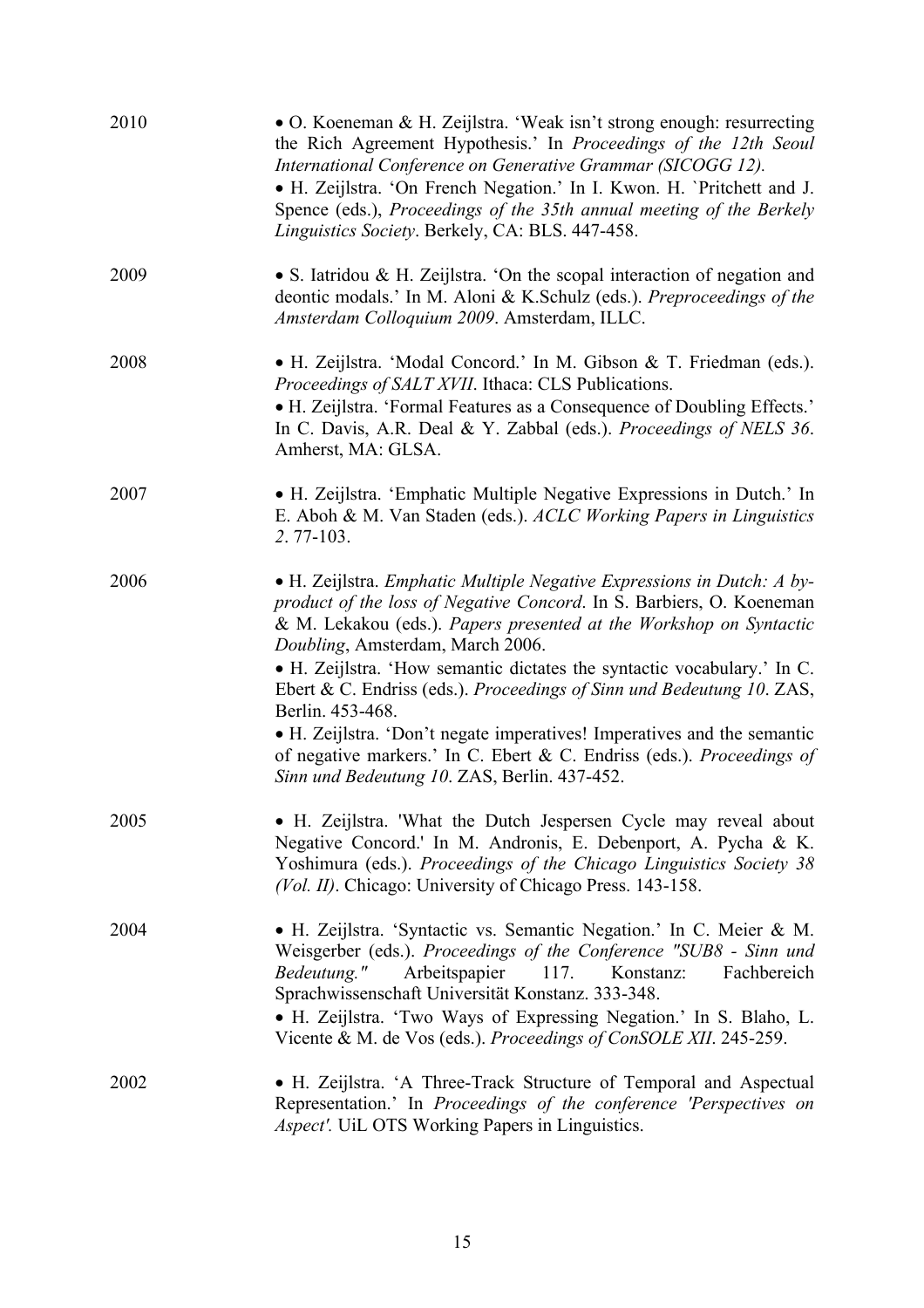2010

- O. Koeneman & H. Zeijlstra. 'Weak isn't strong enough: resurrecting the Rich Agreement Hypothesis.' In *Proceedings of the 12th Seoul International Conference on Generative Grammar (SICOGG 12).*
- H. Zeijlstra. 'On French Negation.' In I. Kwon. H. `Pritchett and J. Spence (eds.), *Proceedings of the 35th annual meeting of the Berkely Linguistics Society*. Berkely, CA: BLS. 447-458.

2009

- S. Iatridou & H. Zeijlstra. 'On the scopal interaction of negation and deontic modals.' In M. Aloni & K.Schulz (eds.). *Preproceedings of the Amsterdam Colloquium 2009*. Amsterdam, ILLC.

2008

- H. Zeijlstra. 'Modal Concord.' In M. Gibson & T. Friedman (eds.). *Proceedings of SALT XVII*. Ithaca: CLS Publications.
- H. Zeijlstra. 'Formal Features as a Consequence of Doubling Effects.' In C. Davis, A.R. Deal & Y. Zabbal (eds.). *Proceedings of NELS 36*. Amherst, MA: GLSA.

2007

- H. Zeijlstra. 'Emphatic Multiple Negative Expressions in Dutch.' In E. Aboh & M. Van Staden (eds.). *ACLC Working Papers in Linguistics 2*. 77-103.

2006

- H. Zeijlstra. *Emphatic Multiple Negative Expressions in Dutch: A by-product of the loss of Negative Concord*. In S. Barbiers, O. Koeneman & M. Lekakou (eds.). *Papers presented at the Workshop on Syntactic Doubling*, Amsterdam, March 2006.
- H. Zeijlstra. 'How semantic dictates the syntactic vocabulary.' In C. Ebert & C. Endriss (eds.). *Proceedings of Sinn und Bedeutung 10*. ZAS, Berlin. 453-468.
- H. Zeijlstra. 'Don't negate imperatives! Imperatives and the semantic of negative markers.' In C. Ebert & C. Endriss (eds.). *Proceedings of Sinn und Bedeutung 10*. ZAS, Berlin. 437-452.

2005

- H. Zeijlstra. 'What the Dutch Jespersen Cycle may reveal about Negative Concord.' In M. Andronis, E. Debenport, A. Pycha & K. Yoshimura (eds.). *Proceedings of the Chicago Linguistics Society 38 (Vol. II)*. Chicago: University of Chicago Press. 143-158.

2004

- H. Zeijlstra. 'Syntactic vs. Semantic Negation.' In C. Meier & M. Weisgerber (eds.). *Proceedings of the Conference "SUB8 - Sinn und Bedeutung."* Arbeitspapier 117. Konstanz: Fachbereich Sprachwissenschaft Universität Konstanz. 333-348.
- H. Zeijlstra. 'Two Ways of Expressing Negation.' In S. Blaho, L. Vicente & M. de Vos (eds.). *Proceedings of ConSOLE XII*. 245-259.

2002

- H. Zeijlstra. 'A Three-Track Structure of Temporal and Aspectual Representation.' In *Proceedings of the conference 'Perspectives on Aspect'.* UiL OTS Working Papers in Linguistics.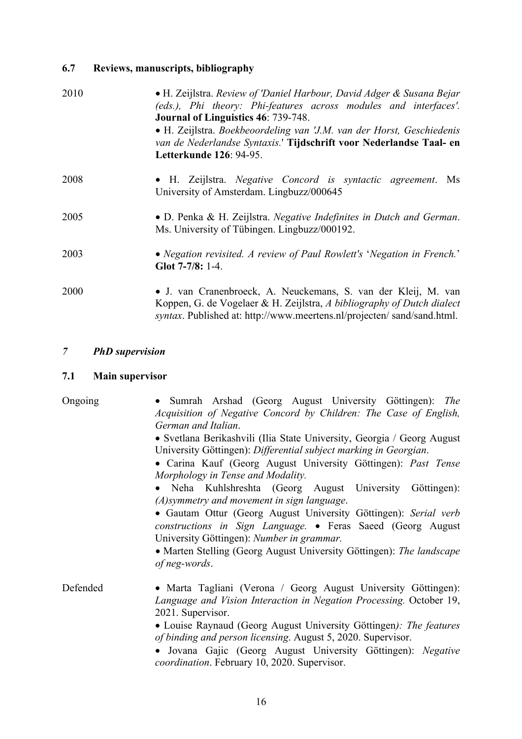### 6.7 Reviews, manuscripts, bibliography

2010

- H. Zeijlstra. *Review of 'Daniel Harbour, David Adger & Susana Bejar (eds.), Phi theory: Phi-features across modules and interfaces'.* **Journal of Linguistics 46**: 739-748.
- H. Zeijlstra. *Boekbeoordeling van 'J.M. van der Horst, Geschiedenis van de Nederlandse Syntaxis.'* **Tijdschrift voor Nederlandse Taal- en Letterkunde 126**: 94-95.

2008

- H. Zeijlstra. *Negative Concord is syntactic agreement*. Ms University of Amsterdam. Lingbuzz/000645

2005

- D. Penka & H. Zeijlstra. *Negative Indefinites in Dutch and German*. Ms. University of Tübingen. Lingbuzz/000192.

2003

- *Negation revisited. A review of Paul Rowlett's 'Negation in French.'* **Glot 7-7/8:** 1-4.

2000

- J. van Cranenbroeck, A. Neuckemans, S. van der Kleij, M. van Koppen, G. de Vogelaer & H. Zeijlstra, *A bibliography of Dutch dialect syntax*. Published at: http://www.meertens.nl/projecten/ sand/sand.html.

## *7 PhD supervision*

### 7.1 Main supervisor

Ongoing

- Sumrah Arshad (Georg August University Göttingen): *The Acquisition of Negative Concord by Children: The Case of English, German and Italian*.
- Svetlana Berikashvili (Ilia State University, Georgia / Georg August University Göttingen): *Differential subject marking in Georgian*.
- Carina Kauf (Georg August University Göttingen): *Past Tense Morphology in Tense and Modality.*
- Neha Kuhlshreshta (Georg August University Göttingen): *(A)symmetry and movement in sign language*.
- Gautam Ottur (Georg August University Göttingen): *Serial verb constructions in Sign Language.*
- Feras Saeed (Georg August University Göttingen): *Number in grammar.*
- Marten Stelling (Georg August University Göttingen): *The landscape of neg-words*.

Defended

- Marta Tagliani (Verona / Georg August University Göttingen): *Language and Vision Interaction in Negation Processing.* October 19, 2021. Supervisor.
- Louise Raynaud (Georg August University Göttingen*): The features of binding and person licensing*. August 5, 2020. Supervisor.
- Jovana Gajic (Georg August University Göttingen): *Negative coordination*. February 10, 2020. Supervisor.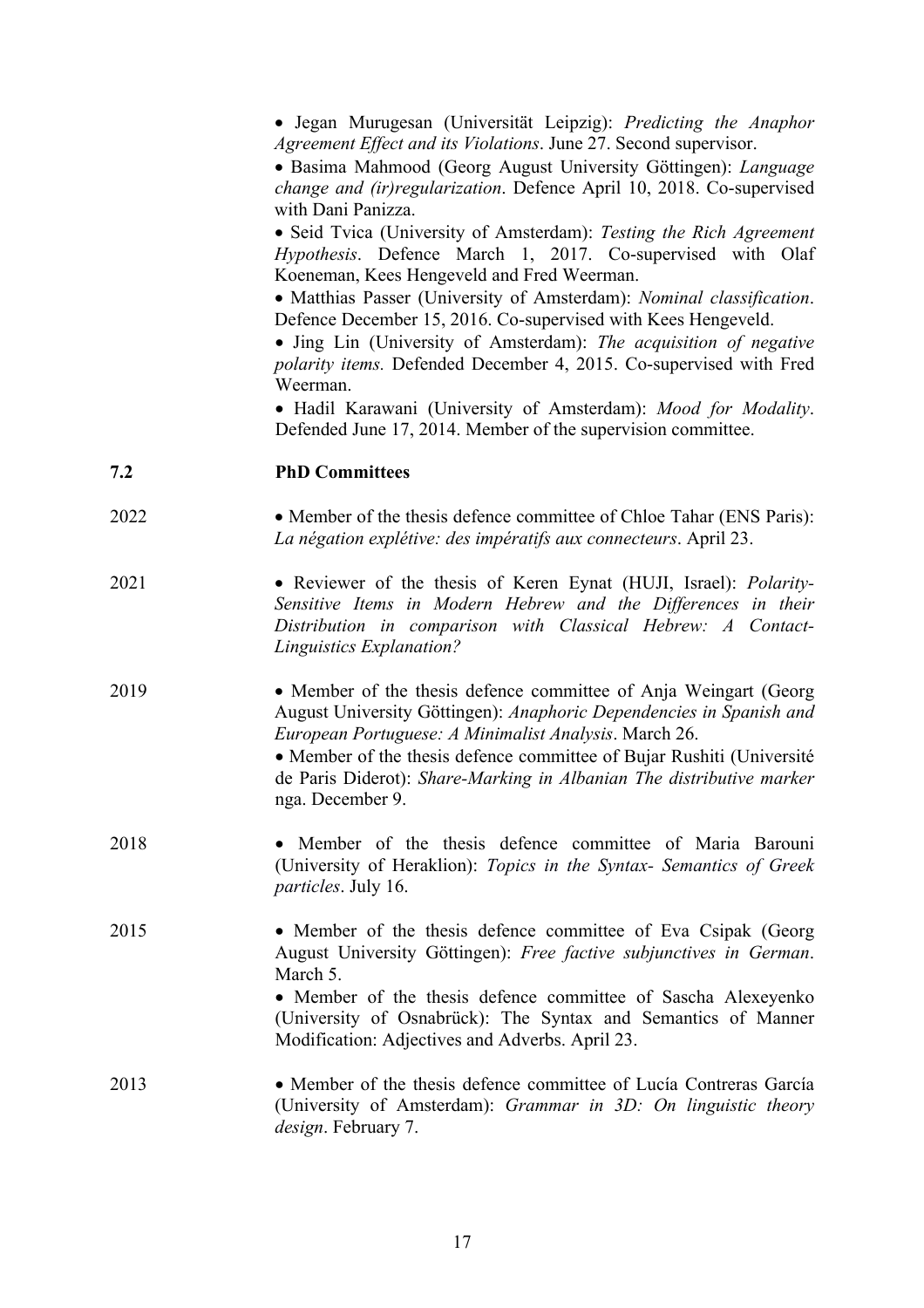- Jegan Murugesan (Universität Leipzig): *Predicting the Anaphor Agreement Effect and its Violations*. June 27. Second supervisor.
- Basima Mahmood (Georg August University Göttingen): *Language change and (ir)regularization*. Defence April 10, 2018. Co-supervised with Dani Panizza.
- Seid Tvica (University of Amsterdam): *Testing the Rich Agreement Hypothesis*. Defence March 1, 2017. Co-supervised with Olaf Koeneman, Kees Hengeveld and Fred Weerman.
- Matthias Passer (University of Amsterdam): *Nominal classification*. Defence December 15, 2016. Co-supervised with Kees Hengeveld.
- Jing Lin (University of Amsterdam): *The acquisition of negative polarity items.* Defended December 4, 2015. Co-supervised with Fred Weerman.
- Hadil Karawani (University of Amsterdam): *Mood for Modality*. Defended June 17, 2014. Member of the supervision committee.

### 7.2 PhD Committees

**2022**

- Member of the thesis defence committee of Chloe Tahar (ENS Paris): *La négation explétive: des impératifs aux connecteurs*. April 23.

**2021**

- Reviewer of the thesis of Keren Eynat (HUJI, Israel): *Polarity-Sensitive Items in Modern Hebrew and the Differences in their Distribution in comparison with Classical Hebrew: A Contact-Linguistics Explanation?*

**2019**

- Member of the thesis defence committee of Anja Weingart (Georg August University Göttingen): *Anaphoric Dependencies in Spanish and European Portuguese: A Minimalist Analysis*. March 26.
- Member of the thesis defence committee of Bujar Rushiti (Université de Paris Diderot): *Share-Marking in Albanian The distributive marker* nga. December 9.

**2018**

- Member of the thesis defence committee of Maria Barouni (University of Heraklion): *Topics in the Syntax- Semantics of Greek particles*. July 16.

**2015**

- Member of the thesis defence committee of Eva Csipak (Georg August University Göttingen): *Free factive subjunctives in German*. March 5.
- Member of the thesis defence committee of Sascha Alexeyenko (University of Osnabrück): The Syntax and Semantics of Manner Modification: Adjectives and Adverbs. April 23.

**2013**

- Member of the thesis defence committee of Lucía Contreras García (University of Amsterdam): *Grammar in 3D: On linguistic theory design*. February 7.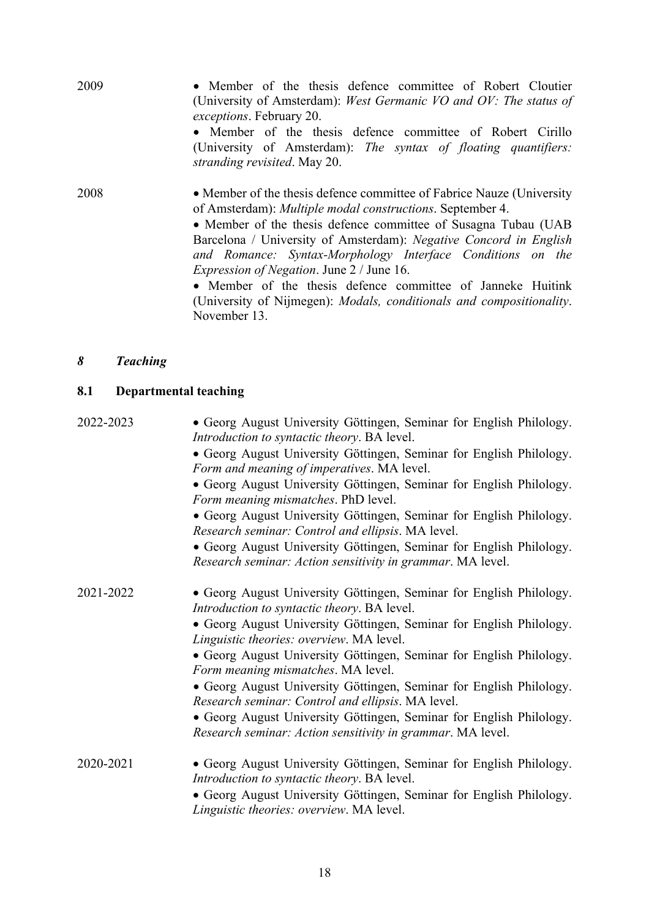2009

- Member of the thesis defence committee of Robert Cloutier (University of Amsterdam): *West Germanic VO and OV: The status of exceptions*. February 20.
- Member of the thesis defence committee of Robert Cirillo (University of Amsterdam): *The syntax of floating quantifiers: stranding revisited*. May 20.

2008

- Member of the thesis defence committee of Fabrice Nauze (University of Amsterdam): *Multiple modal constructions*. September 4.
- Member of the thesis defence committee of Susagna Tubau (UAB Barcelona / University of Amsterdam): *Negative Concord in English and Romance: Syntax-Morphology Interface Conditions on the Expression of Negation*. June 2 / June 16.
- Member of the thesis defence committee of Janneke Huitink (University of Nijmegen): *Modals, conditionals and compositionality*. November 13.

## *8 Teaching*

### 8.1 Departmental teaching

2022-2023

- Georg August University Göttingen, Seminar for English Philology. *Introduction to syntactic theory*. BA level.
- Georg August University Göttingen, Seminar for English Philology. *Form and meaning of imperatives*. MA level.
- Georg August University Göttingen, Seminar for English Philology. *Form meaning mismatches*. PhD level.
- Georg August University Göttingen, Seminar for English Philology. *Research seminar: Control and ellipsis*. MA level.
- Georg August University Göttingen, Seminar for English Philology. *Research seminar: Action sensitivity in grammar*. MA level.

2021-2022

- Georg August University Göttingen, Seminar for English Philology. *Introduction to syntactic theory*. BA level.
- Georg August University Göttingen, Seminar for English Philology. *Linguistic theories: overview*. MA level.
- Georg August University Göttingen, Seminar for English Philology. *Form meaning mismatches*. MA level.
- Georg August University Göttingen, Seminar for English Philology. *Research seminar: Control and ellipsis*. MA level.
- Georg August University Göttingen, Seminar for English Philology. *Research seminar: Action sensitivity in grammar*. MA level.

2020-2021

- Georg August University Göttingen, Seminar for English Philology. *Introduction to syntactic theory*. BA level.
- Georg August University Göttingen, Seminar for English Philology. *Linguistic theories: overview*. MA level.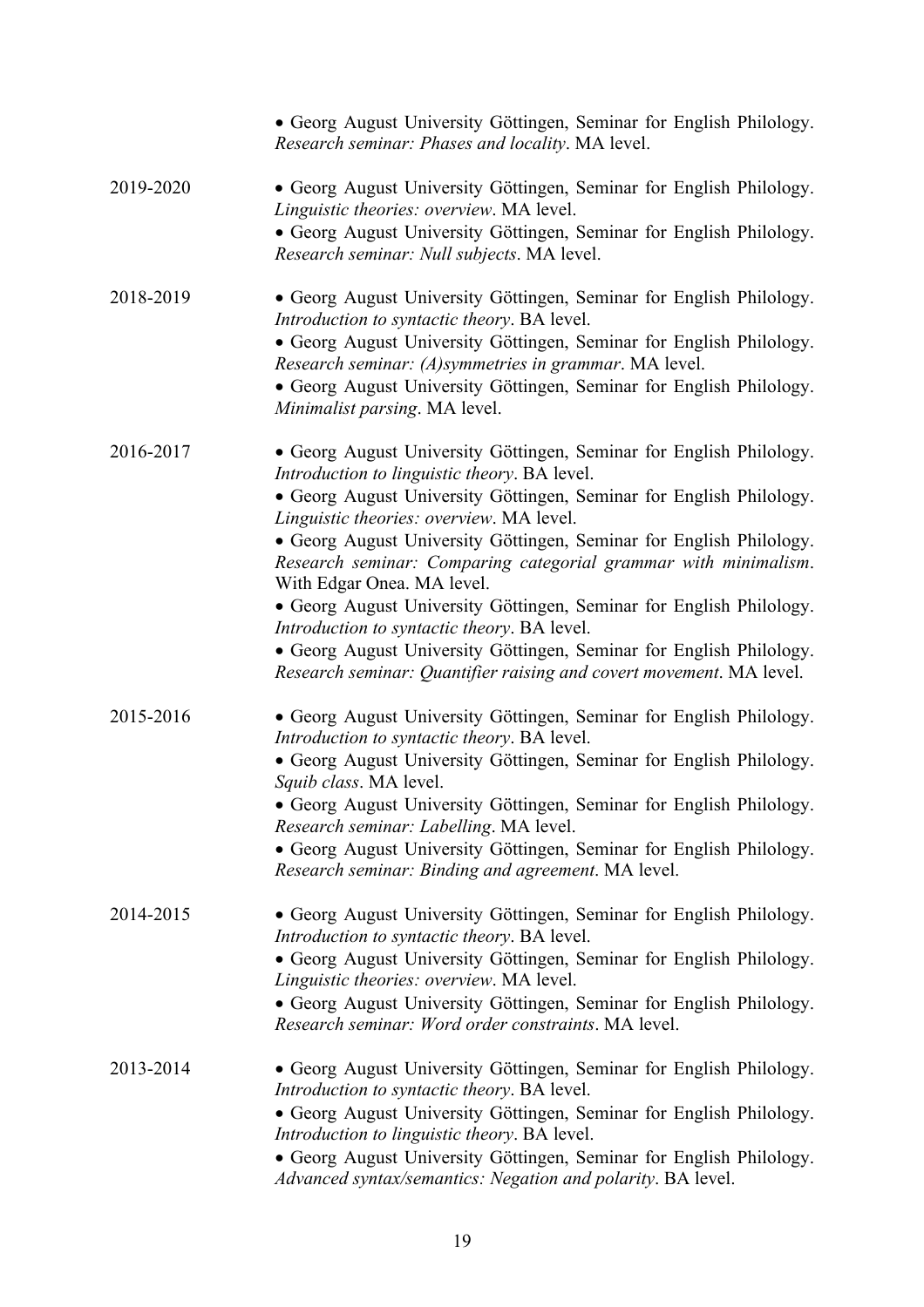- Georg August University Göttingen, Seminar for English Philology. *Research seminar: Phases and locality*. MA level.

2019-2020

- Georg August University Göttingen, Seminar for English Philology. *Linguistic theories: overview*. MA level.
- Georg August University Göttingen, Seminar for English Philology. *Research seminar: Null subjects*. MA level.

2018-2019

- Georg August University Göttingen, Seminar for English Philology. *Introduction to syntactic theory*. BA level.
- Georg August University Göttingen, Seminar for English Philology. *Research seminar: (A)symmetries in grammar*. MA level.
- Georg August University Göttingen, Seminar for English Philology. *Minimalist parsing*. MA level.

2016-2017

- Georg August University Göttingen, Seminar for English Philology. *Introduction to linguistic theory*. BA level.
- Georg August University Göttingen, Seminar for English Philology. *Linguistic theories: overview*. MA level.
- Georg August University Göttingen, Seminar for English Philology. *Research seminar: Comparing categorial grammar with minimalism*. With Edgar Onea. MA level.
- Georg August University Göttingen, Seminar for English Philology. *Introduction to syntactic theory*. BA level.
- Georg August University Göttingen, Seminar for English Philology. *Research seminar: Quantifier raising and covert movement*. MA level.

2015-2016

- Georg August University Göttingen, Seminar for English Philology. *Introduction to syntactic theory*. BA level.
- Georg August University Göttingen, Seminar for English Philology. *Squib class*. MA level.
- Georg August University Göttingen, Seminar for English Philology. *Research seminar: Labelling*. MA level.
- Georg August University Göttingen, Seminar for English Philology. *Research seminar: Binding and agreement*. MA level.

2014-2015

- Georg August University Göttingen, Seminar for English Philology. *Introduction to syntactic theory*. BA level.
- Georg August University Göttingen, Seminar for English Philology. *Linguistic theories: overview*. MA level.
- Georg August University Göttingen, Seminar for English Philology. *Research seminar: Word order constraints*. MA level.

2013-2014

- Georg August University Göttingen, Seminar for English Philology. *Introduction to syntactic theory*. BA level.
- Georg August University Göttingen, Seminar for English Philology. *Introduction to linguistic theory*. BA level.
- Georg August University Göttingen, Seminar for English Philology. *Advanced syntax/semantics: Negation and polarity*. BA level.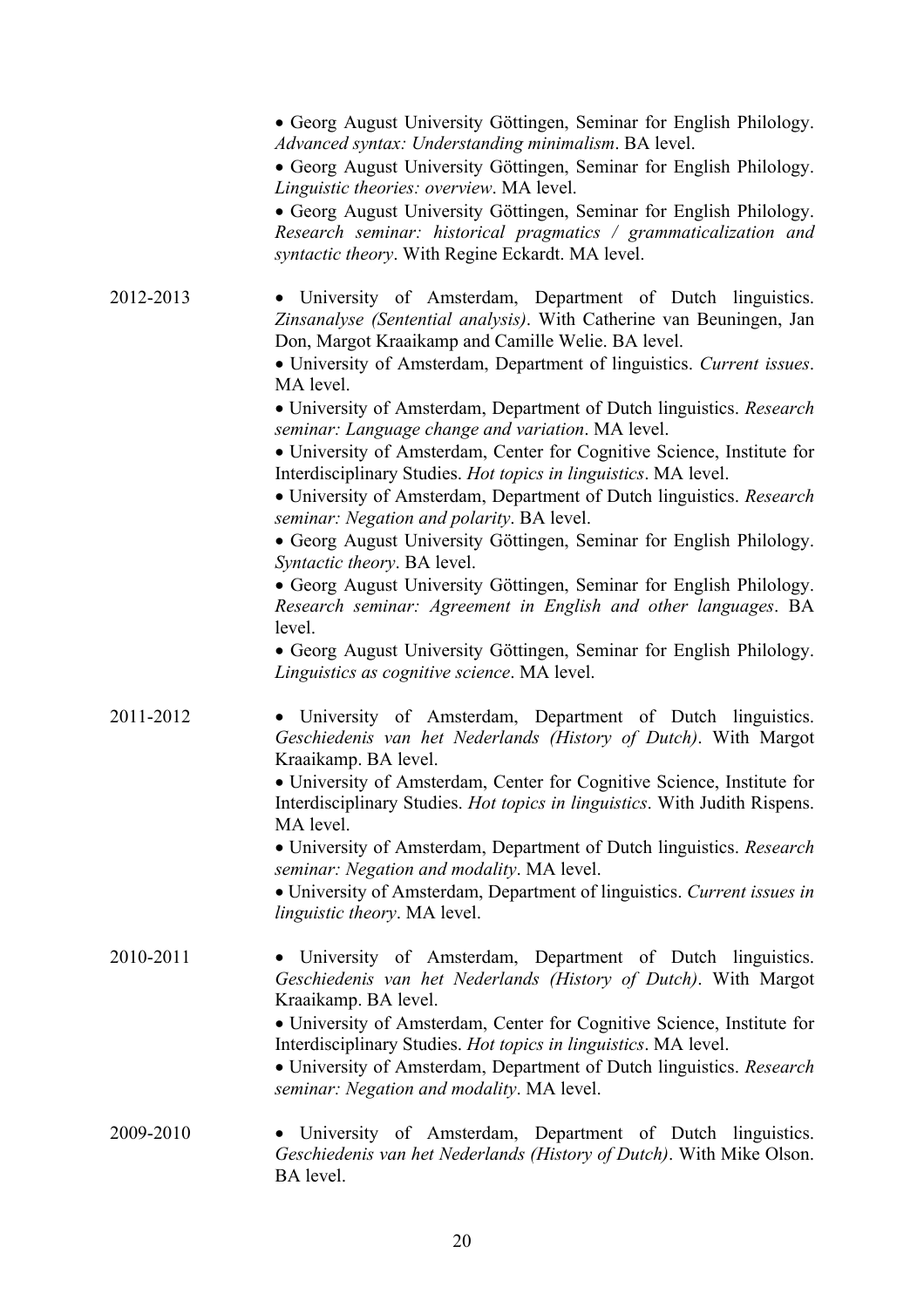- Georg August University Göttingen, Seminar for English Philology. *Advanced syntax: Understanding minimalism*. BA level.
- Georg August University Göttingen, Seminar for English Philology. *Linguistic theories: overview*. MA level.
- Georg August University Göttingen, Seminar for English Philology. *Research seminar: historical pragmatics / grammaticalization and syntactic theory*. With Regine Eckardt. MA level.

2012-2013

- University of Amsterdam, Department of Dutch linguistics. *Zinsanalyse (Sentential analysis)*. With Catherine van Beuningen, Jan Don, Margot Kraaikamp and Camille Welie. BA level.
- University of Amsterdam, Department of linguistics. *Current issues*. MA level.
- University of Amsterdam, Department of Dutch linguistics. *Research seminar: Language change and variation*. MA level.
- University of Amsterdam, Center for Cognitive Science, Institute for Interdisciplinary Studies. *Hot topics in linguistics*. MA level.
- University of Amsterdam, Department of Dutch linguistics. *Research seminar: Negation and polarity*. BA level.
- Georg August University Göttingen, Seminar for English Philology. *Syntactic theory*. BA level.
- Georg August University Göttingen, Seminar for English Philology. *Research seminar: Agreement in English and other languages*. BA level.
- Georg August University Göttingen, Seminar for English Philology. *Linguistics as cognitive science*. MA level.

2011-2012

- University of Amsterdam, Department of Dutch linguistics. *Geschiedenis van het Nederlands (History of Dutch)*. With Margot Kraaikamp. BA level.
- University of Amsterdam, Center for Cognitive Science, Institute for Interdisciplinary Studies. *Hot topics in linguistics*. With Judith Rispens. MA level.
- University of Amsterdam, Department of Dutch linguistics. *Research seminar: Negation and modality*. MA level.
- University of Amsterdam, Department of linguistics. *Current issues in linguistic theory*. MA level.

2010-2011

- University of Amsterdam, Department of Dutch linguistics. *Geschiedenis van het Nederlands (History of Dutch)*. With Margot Kraaikamp. BA level.
- University of Amsterdam, Center for Cognitive Science, Institute for Interdisciplinary Studies. *Hot topics in linguistics*. MA level.
- University of Amsterdam, Department of Dutch linguistics. *Research seminar: Negation and modality*. MA level.

2009-2010

- University of Amsterdam, Department of Dutch linguistics. *Geschiedenis van het Nederlands (History of Dutch)*. With Mike Olson. BA level.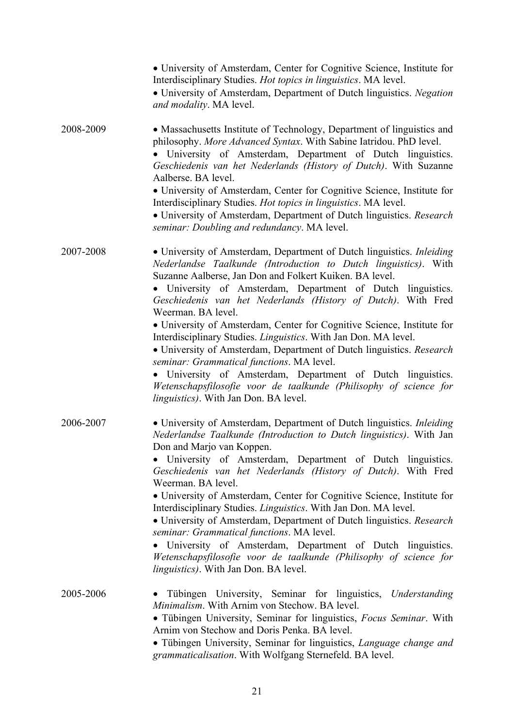- University of Amsterdam, Center for Cognitive Science, Institute for Interdisciplinary Studies. *Hot topics in linguistics*. MA level.
- University of Amsterdam, Department of Dutch linguistics. *Negation and modality*. MA level.

2008-2009

- Massachusetts Institute of Technology, Department of linguistics and philosophy. *More Advanced Syntax*. With Sabine Iatridou. PhD level.
- University of Amsterdam, Department of Dutch linguistics. *Geschiedenis van het Nederlands (History of Dutch)*. With Suzanne Aalberse. BA level.
- University of Amsterdam, Center for Cognitive Science, Institute for Interdisciplinary Studies. *Hot topics in linguistics*. MA level.
- University of Amsterdam, Department of Dutch linguistics. *Research seminar: Doubling and redundancy*. MA level.

2007-2008

- University of Amsterdam, Department of Dutch linguistics. *Inleiding Nederlandse Taalkunde (Introduction to Dutch linguistics)*. With Suzanne Aalberse, Jan Don and Folkert Kuiken. BA level.
- University of Amsterdam, Department of Dutch linguistics. *Geschiedenis van het Nederlands (History of Dutch)*. With Fred Weerman. BA level.
- University of Amsterdam, Center for Cognitive Science, Institute for Interdisciplinary Studies. *Linguistics*. With Jan Don. MA level.
- University of Amsterdam, Department of Dutch linguistics. *Research seminar: Grammatical functions*. MA level.
- University of Amsterdam, Department of Dutch linguistics. *Wetenschapsfilosofie voor de taalkunde (Philisophy of science for linguistics)*. With Jan Don. BA level.

2006-2007

- University of Amsterdam, Department of Dutch linguistics. *Inleiding Nederlandse Taalkunde (Introduction to Dutch linguistics)*. With Jan Don and Marjo van Koppen.
- University of Amsterdam, Department of Dutch linguistics. *Geschiedenis van het Nederlands (History of Dutch)*. With Fred Weerman. BA level.
- University of Amsterdam, Center for Cognitive Science, Institute for Interdisciplinary Studies. *Linguistics*. With Jan Don. MA level.
- University of Amsterdam, Department of Dutch linguistics. *Research seminar: Grammatical functions*. MA level.
- University of Amsterdam, Department of Dutch linguistics. *Wetenschapsfilosofie voor de taalkunde (Philisophy of science for linguistics)*. With Jan Don. BA level.

2005-2006

- Tübingen University, Seminar for linguistics, *Understanding Minimalism*. With Arnim von Stechow. BA level.
- Tübingen University, Seminar for linguistics, *Focus Seminar*. With Arnim von Stechow and Doris Penka. BA level.
- Tübingen University, Seminar for linguistics, *Language change and grammaticalisation*. With Wolfgang Sternefeld. BA level.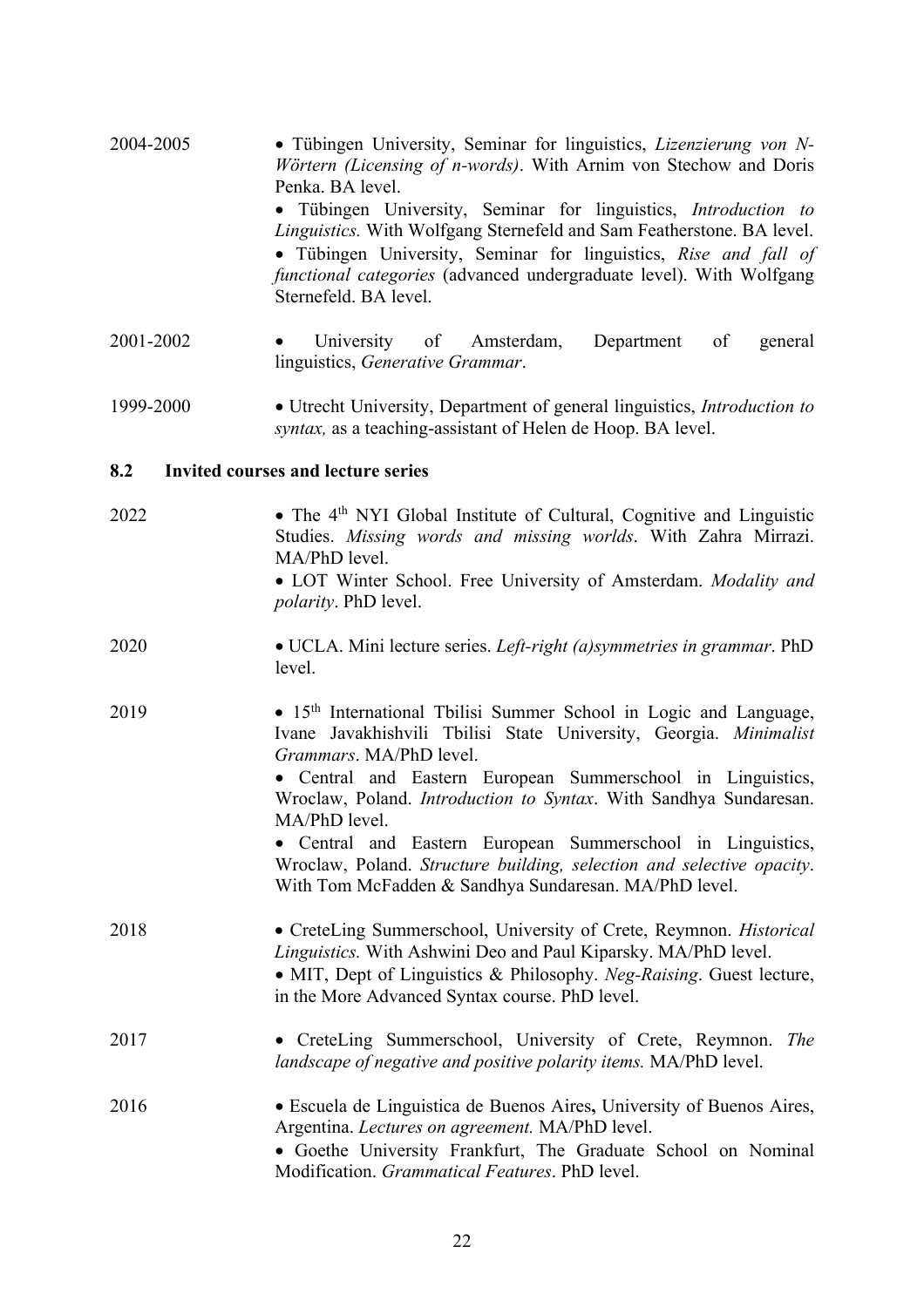2004-2005

- Tübingen University, Seminar for linguistics, *Lizenzierung von N-Wörtern (Licensing of n-words)*. With Arnim von Stechow and Doris Penka. BA level.
- Tübingen University, Seminar for linguistics, *Introduction to Linguistics.* With Wolfgang Sternefeld and Sam Featherstone. BA level.
- Tübingen University, Seminar for linguistics, *Rise and fall of functional categories* (advanced undergraduate level). With Wolfgang Sternefeld. BA level.

2001-2002

- University of Amsterdam, Department of general linguistics, *Generative Grammar*.

1999-2000

- Utrecht University, Department of general linguistics, *Introduction to syntax,* as a teaching-assistant of Helen de Hoop. BA level.

## 8.2 Invited courses and lecture series

2022

- The 4th NYI Global Institute of Cultural, Cognitive and Linguistic Studies. *Missing words and missing worlds*. With Zahra Mirrazi. MA/PhD level.
- LOT Winter School. Free University of Amsterdam. *Modality and polarity*. PhD level.

2020

- UCLA. Mini lecture series. *Left-right (a)symmetries in grammar*. PhD level.

2019

- 15th International Tbilisi Summer School in Logic and Language, Ivane Javakhishvili Tbilisi State University, Georgia. *Minimalist Grammars*. MA/PhD level.
- Central and Eastern European Summerschool in Linguistics, Wroclaw, Poland. *Introduction to Syntax*. With Sandhya Sundaresan. MA/PhD level.
- Central and Eastern European Summerschool in Linguistics, Wroclaw, Poland. *Structure building, selection and selective opacity*. With Tom McFadden & Sandhya Sundaresan. MA/PhD level.

2018

- CreteLing Summerschool, University of Crete, Reymnon. *Historical Linguistics.* With Ashwini Deo and Paul Kiparsky. MA/PhD level.
- MIT, Dept of Linguistics & Philosophy. *Neg-Raising*. Guest lecture, in the More Advanced Syntax course. PhD level.

2017

- CreteLing Summerschool, University of Crete, Reymnon. *The landscape of negative and positive polarity items.* MA/PhD level.

2016

- Escuela de Linguistica de Buenos Aires**,** University of Buenos Aires, Argentina. *Lectures on agreement.* MA/PhD level.
- Goethe University Frankfurt, The Graduate School on Nominal Modification. *Grammatical Features*. PhD level.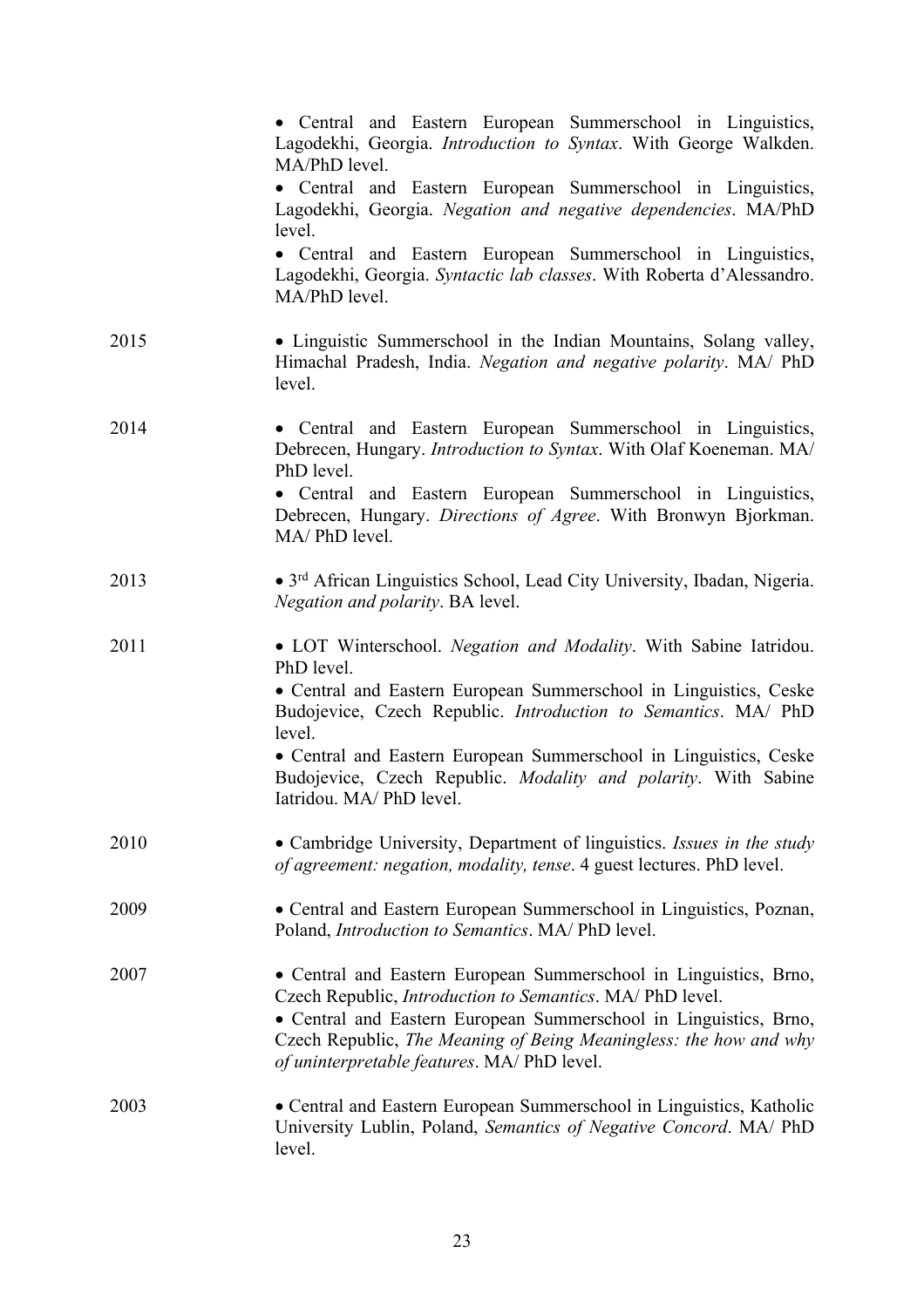- Central and Eastern European Summerschool in Linguistics, Lagodekhi, Georgia. *Introduction to Syntax*. With George Walkden. MA/PhD level.
- Central and Eastern European Summerschool in Linguistics, Lagodekhi, Georgia. *Negation and negative dependencies*. MA/PhD level.
- Central and Eastern European Summerschool in Linguistics, Lagodekhi, Georgia. *Syntactic lab classes*. With Roberta d'Alessandro. MA/PhD level.

2015

- Linguistic Summerschool in the Indian Mountains, Solang valley, Himachal Pradesh, India. *Negation and negative polarity*. MA/ PhD level.

2014

- Central and Eastern European Summerschool in Linguistics, Debrecen, Hungary. *Introduction to Syntax*. With Olaf Koeneman. MA/ PhD level.
- Central and Eastern European Summerschool in Linguistics, Debrecen, Hungary. *Directions of Agree*. With Bronwyn Bjorkman. MA/ PhD level.

2013

- 3rd African Linguistics School, Lead City University, Ibadan, Nigeria. *Negation and polarity*. BA level.

2011

- LOT Winterschool. *Negation and Modality*. With Sabine Iatridou. PhD level.
- Central and Eastern European Summerschool in Linguistics, Ceske Budojevice, Czech Republic. *Introduction to Semantics*. MA/ PhD level.
- Central and Eastern European Summerschool in Linguistics, Ceske Budojevice, Czech Republic. *Modality and polarity*. With Sabine Iatridou. MA/ PhD level.

2010

- Cambridge University, Department of linguistics. *Issues in the study of agreement: negation, modality, tense*. 4 guest lectures. PhD level.

2009

- Central and Eastern European Summerschool in Linguistics, Poznan, Poland, *Introduction to Semantics*. MA/ PhD level.

2007

- Central and Eastern European Summerschool in Linguistics, Brno, Czech Republic, *Introduction to Semantics*. MA/ PhD level.
- Central and Eastern European Summerschool in Linguistics, Brno, Czech Republic, *The Meaning of Being Meaningless: the how and why of uninterpretable features*. MA/ PhD level.

2003

- Central and Eastern European Summerschool in Linguistics, Katholic University Lublin, Poland, *Semantics of Negative Concord*. MA/ PhD level.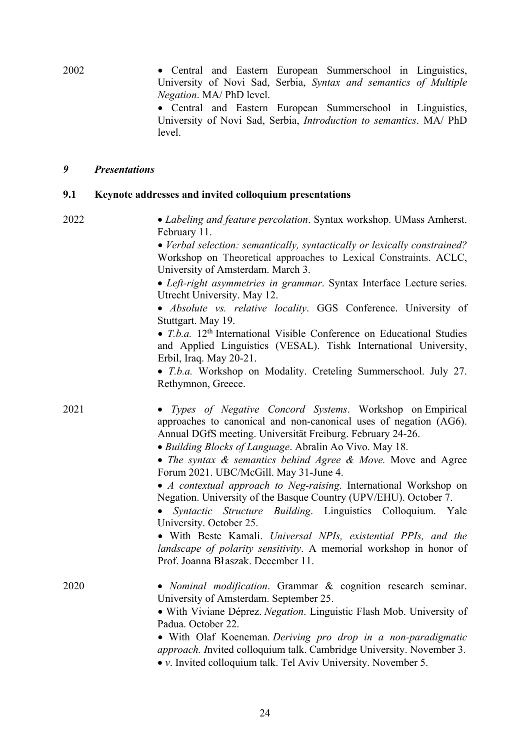2002

- Central and Eastern European Summerschool in Linguistics, University of Novi Sad, Serbia, *Syntax and semantics of Multiple Negation*. MA/ PhD level.
- Central and Eastern European Summerschool in Linguistics, University of Novi Sad, Serbia, *Introduction to semantics*. MA/ PhD level.

## *9 Presentations*

### 9.1 Keynote addresses and invited colloquium presentations

2022

- *Labeling and feature percolation*. Syntax workshop. UMass Amherst. February 11.
- *Verbal selection: semantically, syntactically or lexically constrained?* Workshop on Theoretical approaches to Lexical Constraints. ACLC, University of Amsterdam. March 3.
- *Left-right asymmetries in grammar*. Syntax Interface Lecture series. Utrecht University. May 12.
- *Absolute vs. relative locality*. GGS Conference. University of Stuttgart. May 19.
- *T.b.a.* 12th International Visible Conference on Educational Studies and Applied Linguistics (VESAL). Tishk International University, Erbil, Iraq. May 20-21.
- *T.b.a.* Workshop on Modality. Creteling Summerschool. July 27. Rethymnon, Greece.

2021

- *Types of Negative Concord Systems*. Workshop on Empirical approaches to canonical and non-canonical uses of negation (AG6). Annual DGfS meeting. Universität Freiburg. February 24-26.
- *Building Blocks of Language*. Abralin Ao Vivo. May 18.
- *The syntax & semantics behind Agree & Move.* Move and Agree Forum 2021. UBC/McGill. May 31-June 4.
- *A contextual approach to Neg-raising*. International Workshop on Negation. University of the Basque Country (UPV/EHU). October 7.
- *Syntactic Structure Building*. Linguistics Colloquium. Yale University. October 25.
- With Beste Kamali. *Universal NPIs, existential PPIs, and the landscape of polarity sensitivity*. A memorial workshop in honor of Prof. Joanna Błaszak. December 11.

2020

- *Nominal modification*. Grammar & cognition research seminar. University of Amsterdam. September 25.
- With Viviane Déprez. *Negation*. Linguistic Flash Mob. University of Padua. October 22.
- With Olaf Koeneman. *Deriving pro drop in a non-paradigmatic approach. I*nvited colloquium talk. Cambridge University. November 3.
- *v*. Invited colloquium talk. Tel Aviv University. November 5.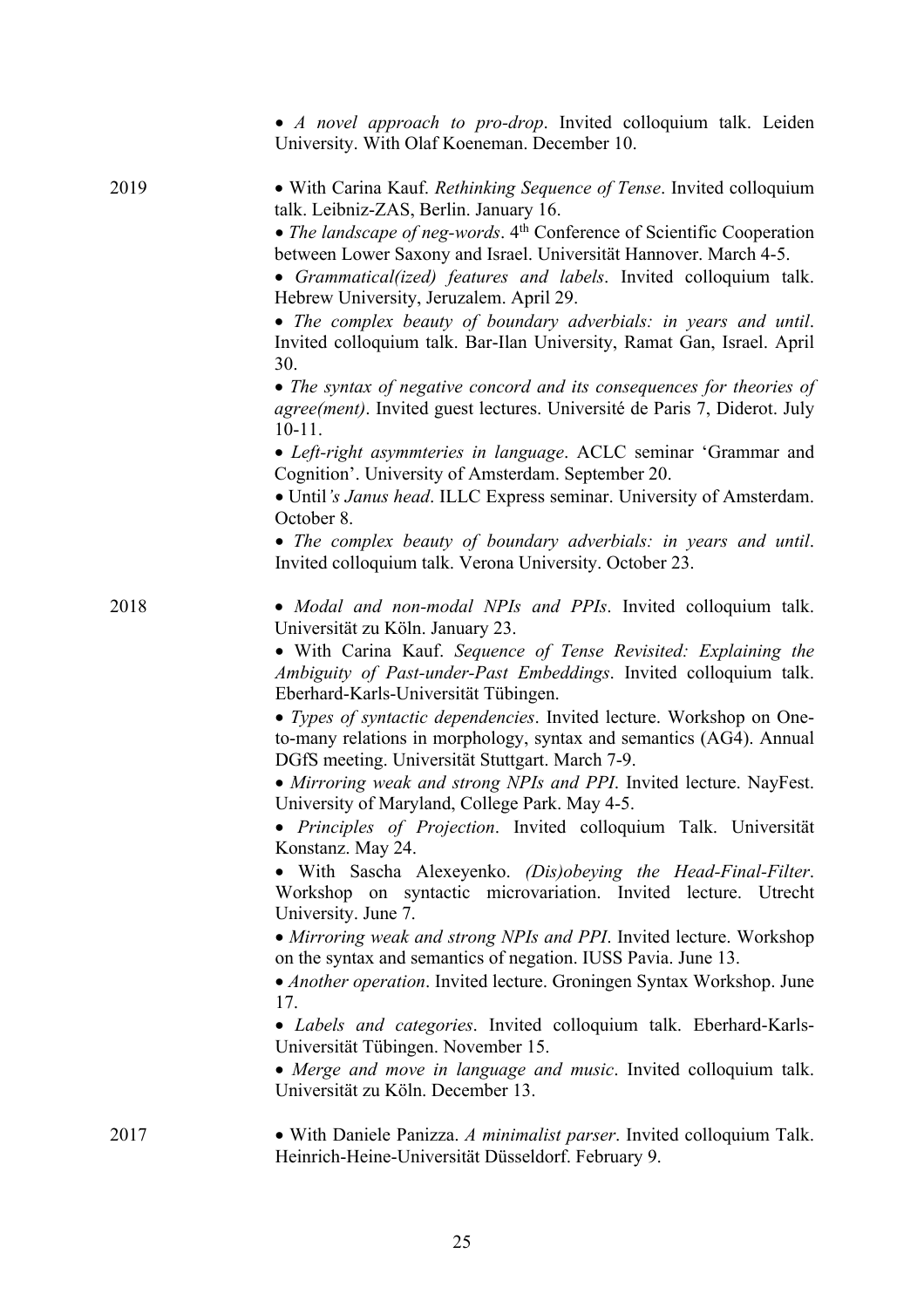- *A novel approach to pro-drop*. Invited colloquium talk. Leiden University. With Olaf Koeneman. December 10.

2019

- With Carina Kauf. *Rethinking Sequence of Tense*. Invited colloquium talk. Leibniz-ZAS, Berlin. January 16.
- *The landscape of neg-words*. 4th Conference of Scientific Cooperation between Lower Saxony and Israel. Universität Hannover. March 4-5.
- *Grammatical(ized) features and labels*. Invited colloquium talk. Hebrew University, Jeruzalem. April 29.
- *The complex beauty of boundary adverbials: in years and until*. Invited colloquium talk. Bar-Ilan University, Ramat Gan, Israel. April 30.
- *The syntax of negative concord and its consequences for theories of agree(ment)*. Invited guest lectures. Université de Paris 7, Diderot. July 10-11.
- *Left-right asymmteries in language*. ACLC seminar 'Grammar and Cognition'. University of Amsterdam. September 20.
- Until*'s Janus head*. ILLC Express seminar. University of Amsterdam. October 8.
- *The complex beauty of boundary adverbials: in years and until*. Invited colloquium talk. Verona University. October 23.

2018

- *Modal and non-modal NPIs and PPIs*. Invited colloquium talk. Universität zu Köln. January 23.
- With Carina Kauf. *Sequence of Tense Revisited: Explaining the Ambiguity of Past-under-Past Embeddings*. Invited colloquium talk. Eberhard-Karls-Universität Tübingen.
- *Types of syntactic dependencies*. Invited lecture. Workshop on One-to-many relations in morphology, syntax and semantics (AG4). Annual DGfS meeting. Universität Stuttgart. March 7-9.
- *Mirroring weak and strong NPIs and PPI*. Invited lecture. NayFest. University of Maryland, College Park. May 4-5.
- *Principles of Projection*. Invited colloquium Talk. Universität Konstanz. May 24.
- With Sascha Alexeyenko. *(Dis)obeying the Head-Final-Filter*. Workshop on syntactic microvariation. Invited lecture. Utrecht University. June 7.
- *Mirroring weak and strong NPIs and PPI*. Invited lecture. Workshop on the syntax and semantics of negation. IUSS Pavia. June 13.
- *Another operation*. Invited lecture. Groningen Syntax Workshop. June 17.
- *Labels and categories*. Invited colloquium talk. Eberhard-Karls-Universität Tübingen. November 15.
- *Merge and move in language and music*. Invited colloquium talk. Universität zu Köln. December 13.

2017

- With Daniele Panizza. *A minimalist parser*. Invited colloquium Talk. Heinrich-Heine-Universität Düsseldorf. February 9.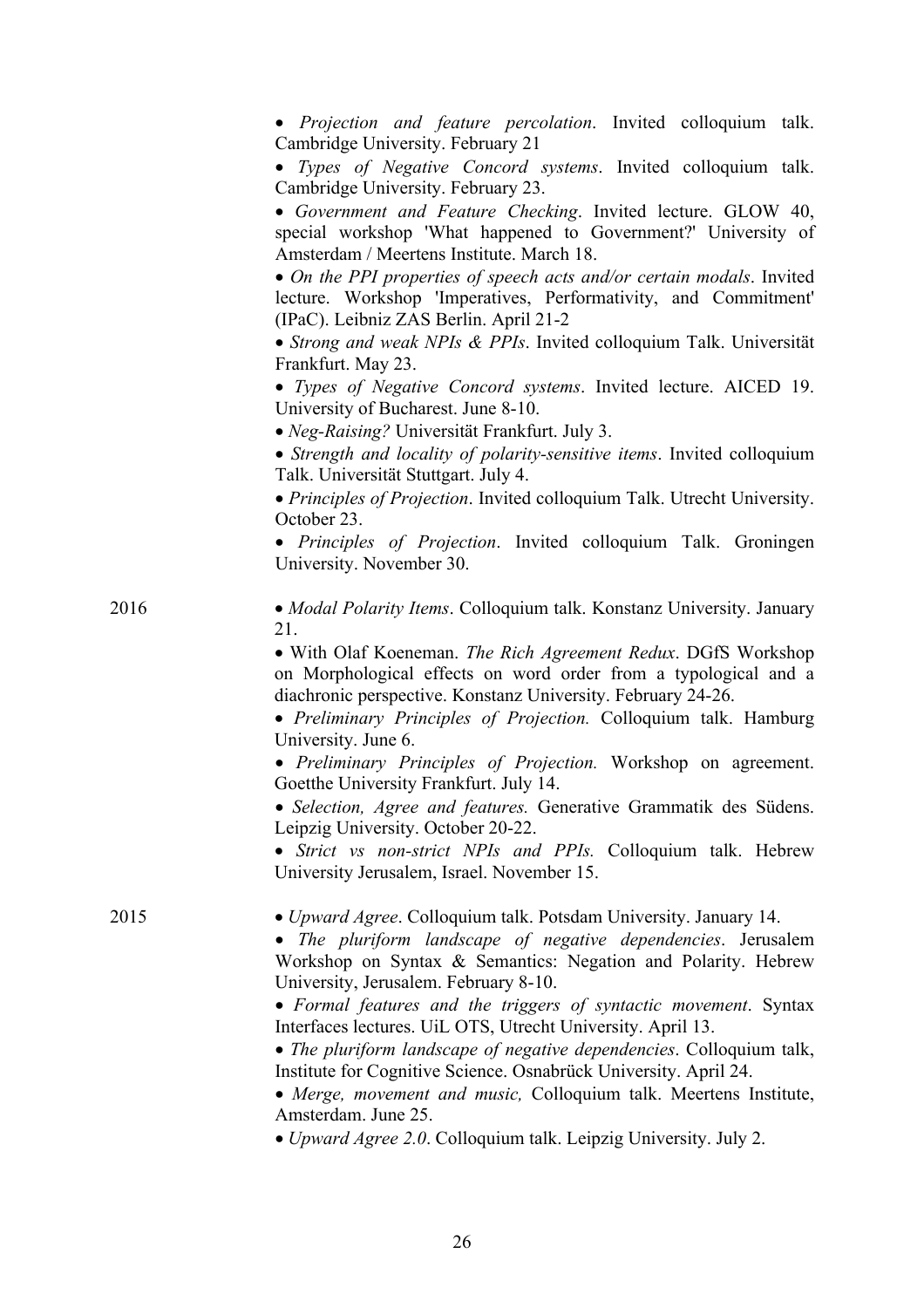- *Projection and feature percolation*. Invited colloquium talk. Cambridge University. February 21
- *Types of Negative Concord systems*. Invited colloquium talk. Cambridge University. February 23.
- *Government and Feature Checking*. Invited lecture. GLOW 40, special workshop 'What happened to Government?' University of Amsterdam / Meertens Institute. March 18.
- *On the PPI properties of speech acts and/or certain modals*. Invited lecture. Workshop 'Imperatives, Performativity, and Commitment' (IPaC). Leibniz ZAS Berlin. April 21-2
- *Strong and weak NPIs & PPIs*. Invited colloquium Talk. Universität Frankfurt. May 23.
- *Types of Negative Concord systems*. Invited lecture. AICED 19. University of Bucharest. June 8-10.
- *Neg-Raising?* Universität Frankfurt. July 3.
- *Strength and locality of polarity-sensitive items*. Invited colloquium Talk. Universität Stuttgart. July 4.
- *Principles of Projection*. Invited colloquium Talk. Utrecht University. October 23.
- *Principles of Projection*. Invited colloquium Talk. Groningen University. November 30.

2016

- *Modal Polarity Items*. Colloquium talk. Konstanz University. January 21.
- With Olaf Koeneman. *The Rich Agreement Redux*. DGfS Workshop on Morphological effects on word order from a typological and a diachronic perspective. Konstanz University. February 24-26.
- *Preliminary Principles of Projection.* Colloquium talk. Hamburg University. June 6.
- *Preliminary Principles of Projection.* Workshop on agreement. Goetthe University Frankfurt. July 14.
- *Selection, Agree and features.* Generative Grammatik des Südens. Leipzig University. October 20-22.
- *Strict vs non-strict NPIs and PPIs.* Colloquium talk. Hebrew University Jerusalem, Israel. November 15.

2015

- *Upward Agree*. Colloquium talk. Potsdam University. January 14.
- *The pluriform landscape of negative dependencies*. Jerusalem Workshop on Syntax & Semantics: Negation and Polarity. Hebrew University, Jerusalem. February 8-10.
- *Formal features and the triggers of syntactic movement*. Syntax Interfaces lectures. UiL OTS, Utrecht University. April 13.
- *The pluriform landscape of negative dependencies*. Colloquium talk, Institute for Cognitive Science. Osnabrück University. April 24.
- *Merge, movement and music,* Colloquium talk. Meertens Institute, Amsterdam. June 25.
- *Upward Agree 2.0*. Colloquium talk. Leipzig University. July 2.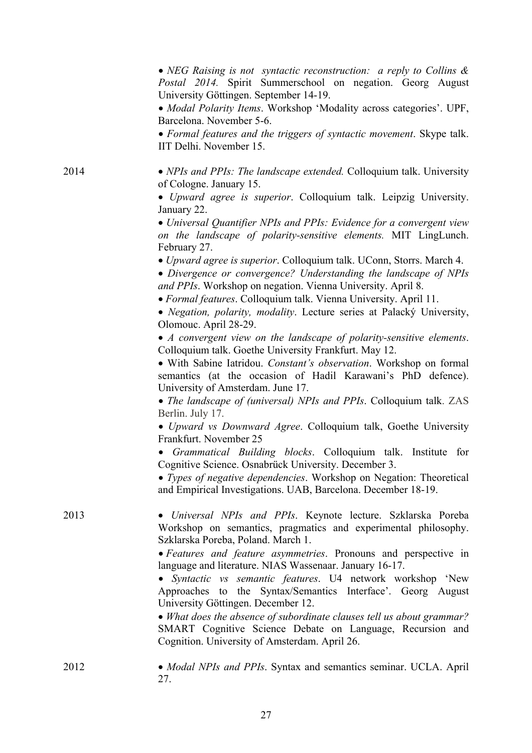- *NEG Raising is not syntactic reconstruction: a reply to Collins & Postal 2014.* Spirit Summerschool on negation. Georg August University Göttingen. September 14-19.
- *Modal Polarity Items*. Workshop 'Modality across categories'. UPF, Barcelona. November 5-6.
- *Formal features and the triggers of syntactic movement*. Skype talk. IIT Delhi. November 15.

2014

- *NPIs and PPIs: The landscape extended.* Colloquium talk. University of Cologne. January 15.
- *Upward agree is superior*. Colloquium talk. Leipzig University. January 22.
- *Universal Quantifier NPIs and PPIs: Evidence for a convergent view on the landscape of polarity-sensitive elements.* MIT LingLunch. February 27.
- *Upward agree is superior*. Colloquium talk. UConn, Storrs. March 4.
- *Divergence or convergence? Understanding the landscape of NPIs and PPIs*. Workshop on negation. Vienna University. April 8.
- *Formal features*. Colloquium talk. Vienna University. April 11.
- *Negation, polarity, modality*. Lecture series at Palacký University, Olomouc. April 28-29.
- *A convergent view on the landscape of polarity-sensitive elements*. Colloquium talk. Goethe University Frankfurt. May 12.
- With Sabine Iatridou. *Constant's observation*. Workshop on formal semantics (at the occasion of Hadil Karawani's PhD defence). University of Amsterdam. June 17.
- *The landscape of (universal) NPIs and PPIs*. Colloquium talk. ZAS Berlin. July 17.
- *Upward vs Downward Agree*. Colloquium talk, Goethe University Frankfurt. November 25
- *Grammatical Building blocks*. Colloquium talk. Institute for Cognitive Science. Osnabrück University. December 3.
- *Types of negative dependencies*. Workshop on Negation: Theoretical and Empirical Investigations. UAB, Barcelona. December 18-19.

2013

- *Universal NPIs and PPIs*. Keynote lecture. Szklarska Poreba Workshop on semantics, pragmatics and experimental philosophy. Szklarska Poreba, Poland. March 1.
- *Features and feature asymmetries*. Pronouns and perspective in language and literature. NIAS Wassenaar. January 16-17.
- *Syntactic vs semantic features*. U4 network workshop 'New Approaches to the Syntax/Semantics Interface'. Georg August University Göttingen. December 12.
- *What does the absence of subordinate clauses tell us about grammar?* SMART Cognitive Science Debate on Language, Recursion and Cognition. University of Amsterdam. April 26.

2012

- *Modal NPIs and PPIs*. Syntax and semantics seminar. UCLA. April 27.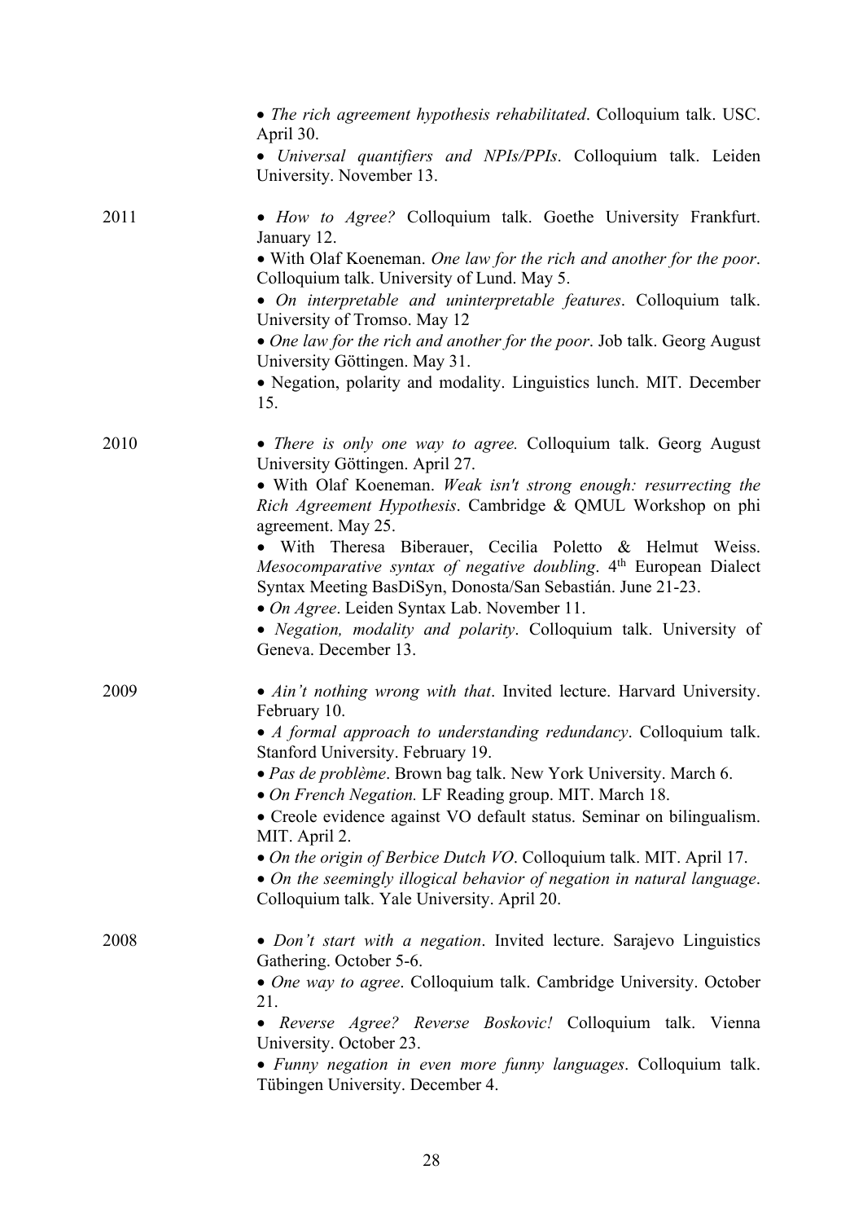- *The rich agreement hypothesis rehabilitated*. Colloquium talk. USC. April 30.
- *Universal quantifiers and NPIs/PPIs*. Colloquium talk. Leiden University. November 13.

2011

- *How to Agree?* Colloquium talk. Goethe University Frankfurt. January 12.
- With Olaf Koeneman. *One law for the rich and another for the poor*. Colloquium talk. University of Lund. May 5.
- *On interpretable and uninterpretable features*. Colloquium talk. University of Tromso. May 12
- *One law for the rich and another for the poor*. Job talk. Georg August University Göttingen. May 31.
- Negation, polarity and modality. Linguistics lunch. MIT. December 15.

2010

- *There is only one way to agree.* Colloquium talk. Georg August University Göttingen. April 27.
- With Olaf Koeneman. *Weak isn't strong enough: resurrecting the Rich Agreement Hypothesis*. Cambridge & QMUL Workshop on phi agreement. May 25.
- With Theresa Biberauer, Cecilia Poletto & Helmut Weiss. *Mesocomparative syntax of negative doubling*. 4th European Dialect Syntax Meeting BasDiSyn, Donosta/San Sebastián. June 21-23.
- *On Agree*. Leiden Syntax Lab. November 11.
- *Negation, modality and polarity*. Colloquium talk. University of Geneva. December 13.

2009

- *Ain't nothing wrong with that*. Invited lecture. Harvard University. February 10.
- *A formal approach to understanding redundancy*. Colloquium talk. Stanford University. February 19.
- *Pas de problème*. Brown bag talk. New York University. March 6.
- *On French Negation.* LF Reading group. MIT. March 18.
- Creole evidence against VO default status. Seminar on bilingualism. MIT. April 2.
- *On the origin of Berbice Dutch VO*. Colloquium talk. MIT. April 17.
- *On the seemingly illogical behavior of negation in natural language*. Colloquium talk. Yale University. April 20.

2008

- *Don't start with a negation*. Invited lecture. Sarajevo Linguistics Gathering. October 5-6.
- *One way to agree*. Colloquium talk. Cambridge University. October 21.
- *Reverse Agree? Reverse Boskovic!* Colloquium talk. Vienna University. October 23.
- *Funny negation in even more funny languages*. Colloquium talk. Tübingen University. December 4.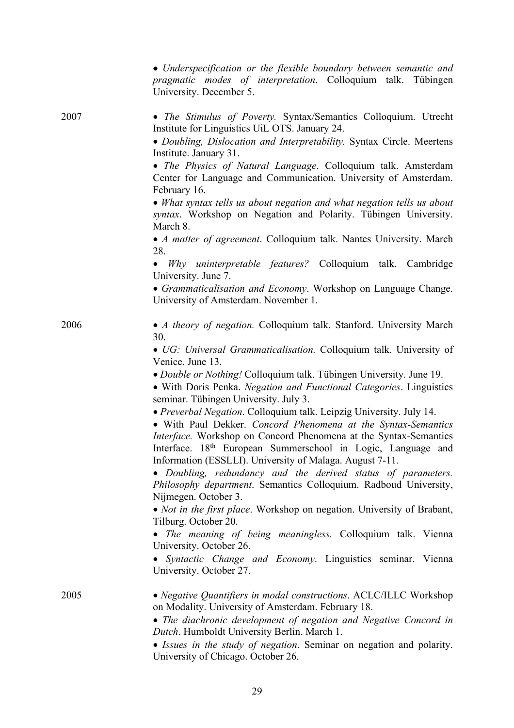- *Underspecification or the flexible boundary between semantic and pragmatic modes of interpretation*. Colloquium talk. Tübingen University. December 5.

2007

- *The Stimulus of Poverty.* Syntax/Semantics Colloquium. Utrecht Institute for Linguistics UiL OTS. January 24.
- *Doubling, Dislocation and Interpretability.* Syntax Circle. Meertens Institute. January 31.
- *The Physics of Natural Language*. Colloquium talk. Amsterdam Center for Language and Communication. University of Amsterdam. February 16.
- *What syntax tells us about negation and what negation tells us about syntax*. Workshop on Negation and Polarity. Tübingen University. March 8.
- *A matter of agreement*. Colloquium talk. Nantes University. March 28.
- *Why uninterpretable features?* Colloquium talk. Cambridge University. June 7.
- *Grammaticalisation and Economy*. Workshop on Language Change. University of Amsterdam. November 1.

2006

- *A theory of negation.* Colloquium talk. Stanford. University March 30.
- *UG: Universal Grammaticalisation.* Colloquium talk. University of Venice. June 13.
- *Double or Nothing!* Colloquium talk. Tübingen University. June 19.
- With Doris Penka. *Negation and Functional Categories*. Linguistics seminar. Tübingen University. July 3.
- *Preverbal Negation*. Colloquium talk. Leipzig University. July 14.
- With Paul Dekker. *Concord Phenomena at the Syntax-Semantics Interface.* Workshop on Concord Phenomena at the Syntax-Semantics Interface. 18th European Summerschool in Logic, Language and Information (ESSLLI). University of Malaga. August 7-11.
- *Doubling, redundancy and the derived status of parameters. Philosophy department*. Semantics Colloquium. Radboud University, Nijmegen. October 3.
- *Not in the first place*. Workshop on negation. University of Brabant, Tilburg. October 20.
- *The meaning of being meaningless.* Colloquium talk. Vienna University. October 26.
- *Syntactic Change and Economy*. Linguistics seminar. Vienna University. October 27.

2005

- *Negative Quantifiers in modal constructions*. ACLC/ILLC Workshop on Modality. University of Amsterdam. February 18.
- *The diachronic development of negation and Negative Concord in Dutch*. Humboldt University Berlin. March 1.
- *Issues in the study of negation*. Seminar on negation and polarity. University of Chicago. October 26.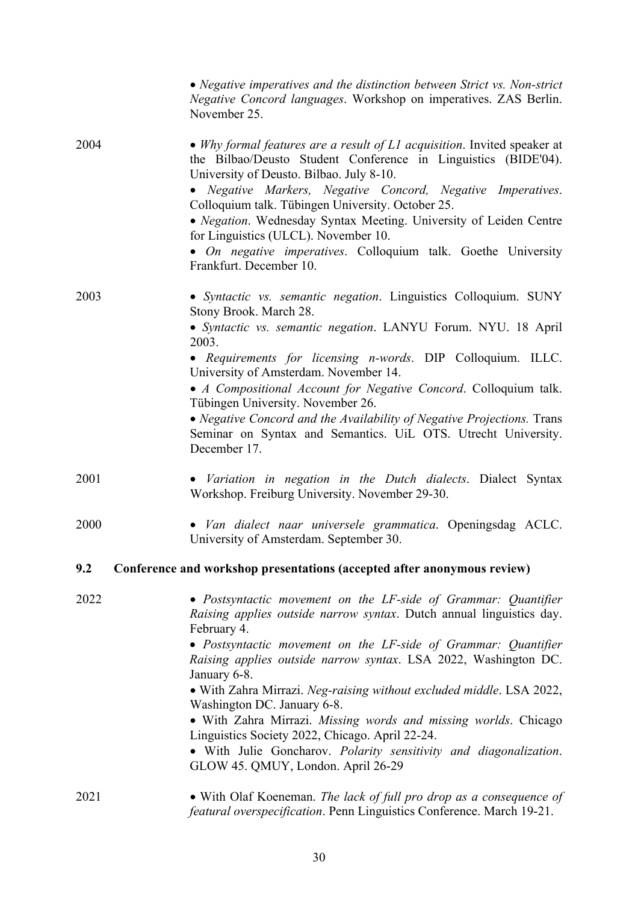- *Negative imperatives and the distinction between Strict vs. Non-strict Negative Concord languages*. Workshop on imperatives. ZAS Berlin. November 25.

2004

- *Why formal features are a result of L1 acquisition*. Invited speaker at the Bilbao/Deusto Student Conference in Linguistics (BIDE'04). University of Deusto. Bilbao. July 8-10.
- *Negative Markers, Negative Concord, Negative Imperatives*. Colloquium talk. Tübingen University. October 25.
- *Negation*. Wednesday Syntax Meeting. University of Leiden Centre for Linguistics (ULCL). November 10.
- *On negative imperatives*. Colloquium talk. Goethe University Frankfurt. December 10.

2003

- *Syntactic vs. semantic negation*. Linguistics Colloquium. SUNY Stony Brook. March 28.
- *Syntactic vs. semantic negation*. LANYU Forum. NYU. 18 April 2003.
- *Requirements for licensing n-words*. DIP Colloquium. ILLC. University of Amsterdam. November 14.
- *A Compositional Account for Negative Concord*. Colloquium talk. Tübingen University. November 26.
- *Negative Concord and the Availability of Negative Projections.* Trans Seminar on Syntax and Semantics. UiL OTS. Utrecht University. December 17.

2001

- *Variation in negation in the Dutch dialects*. Dialect Syntax Workshop. Freiburg University. November 29-30.

2000

- *Van dialect naar universele grammatica*. Openingsdag ACLC. University of Amsterdam. September 30.

### 9.2 Conference and workshop presentations (accepted after anonymous review)

2022

- *Postsyntactic movement on the LF-side of Grammar: Quantifier Raising applies outside narrow syntax*. Dutch annual linguistics day. February 4.
- *Postsyntactic movement on the LF-side of Grammar: Quantifier Raising applies outside narrow syntax*. LSA 2022, Washington DC. January 6-8.
- With Zahra Mirrazi. *Neg-raising without excluded middle*. LSA 2022, Washington DC. January 6-8.
- With Zahra Mirrazi. *Missing words and missing worlds*. Chicago Linguistics Society 2022, Chicago. April 22-24.
- With Julie Goncharov. *Polarity sensitivity and diagonalization*. GLOW 45. QMUY, London. April 26-29

2021

- With Olaf Koeneman. *The lack of full pro drop as a consequence of featural overspecification*. Penn Linguistics Conference. March 19-21.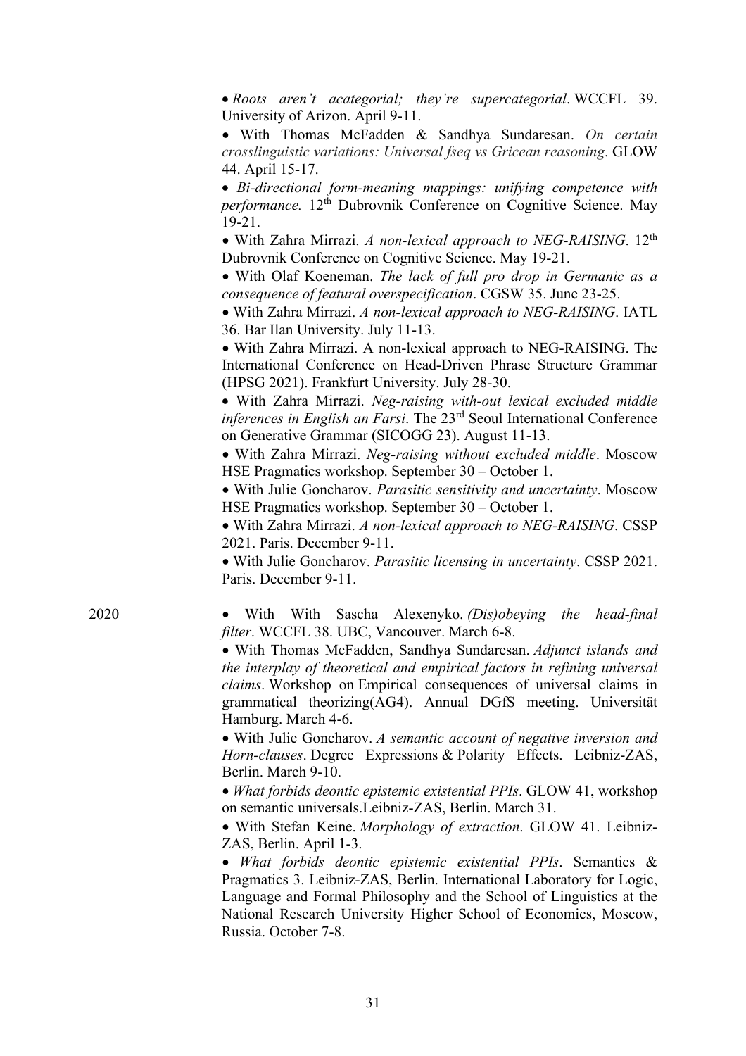- *Roots aren't acategorial; they're supercategorial*. WCCFL 39. University of Arizon. April 9-11.
- With Thomas McFadden & Sandhya Sundaresan. *On certain crosslinguistic variations: Universal fseq vs Gricean reasoning*. GLOW 44. April 15-17.
- *Bi-directional form-meaning mappings: unifying competence with performance.* 12th Dubrovnik Conference on Cognitive Science. May 19-21.
- With Zahra Mirrazi. *A non-lexical approach to NEG-RAISING*. 12th Dubrovnik Conference on Cognitive Science. May 19-21.
- With Olaf Koeneman. *The lack of full pro drop in Germanic as a consequence of featural overspecification*. CGSW 35. June 23-25.
- With Zahra Mirrazi. *A non-lexical approach to NEG-RAISING*. IATL 36. Bar Ilan University. July 11-13.
- With Zahra Mirrazi. A non-lexical approach to NEG-RAISING. The International Conference on Head-Driven Phrase Structure Grammar (HPSG 2021). Frankfurt University. July 28-30.
- With Zahra Mirrazi. *Neg-raising with-out lexical excluded middle inferences in English an Farsi*. The 23rd Seoul International Conference on Generative Grammar (SICOGG 23). August 11-13.
- With Zahra Mirrazi. *Neg-raising without excluded middle*. Moscow HSE Pragmatics workshop. September 30 – October 1.
- With Julie Goncharov. *Parasitic sensitivity and uncertainty*. Moscow HSE Pragmatics workshop. September 30 – October 1.
- With Zahra Mirrazi. *A non-lexical approach to NEG-RAISING*. CSSP 2021. Paris. December 9-11.
- With Julie Goncharov. *Parasitic licensing in uncertainty*. CSSP 2021. Paris. December 9-11.

2020

- With With Sascha Alexenyko. *(Dis)obeying the head-final filter*. WCCFL 38. UBC, Vancouver. March 6-8.
- With Thomas McFadden, Sandhya Sundaresan. *Adjunct islands and the interplay of theoretical and empirical factors in refining universal claims*. Workshop on Empirical consequences of universal claims in grammatical theorizing(AG4). Annual DGfS meeting. Universität Hamburg. March 4-6.
- With Julie Goncharov. *A semantic account of negative inversion and Horn-clauses*. Degree Expressions & Polarity Effects. Leibniz-ZAS, Berlin. March 9-10.
- *What forbids deontic epistemic existential PPIs*. GLOW 41, workshop on semantic universals.Leibniz-ZAS, Berlin. March 31.
- With Stefan Keine. *Morphology of extraction*. GLOW 41. Leibniz-ZAS, Berlin. April 1-3.
- *What forbids deontic epistemic existential PPIs*. Semantics & Pragmatics 3. Leibniz-ZAS, Berlin. International Laboratory for Logic, Language and Formal Philosophy and the School of Linguistics at the National Research University Higher School of Economics, Moscow, Russia. October 7-8.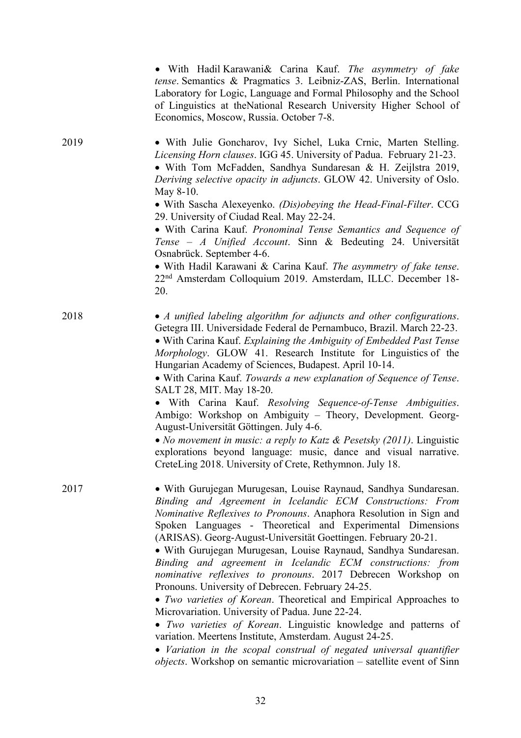- With Hadil Karawani& Carina Kauf. *The asymmetry of fake tense*. Semantics & Pragmatics 3. Leibniz-ZAS, Berlin. International Laboratory for Logic, Language and Formal Philosophy and the School of Linguistics at theNational Research University Higher School of Economics, Moscow, Russia. October 7-8.

2019

- With Julie Goncharov, Ivy Sichel, Luka Crnic, Marten Stelling. *Licensing Horn clauses*. IGG 45. University of Padua. February 21-23.
- With Tom McFadden, Sandhya Sundaresan & H. Zeijlstra 2019, *Deriving selective opacity in adjuncts*. GLOW 42. University of Oslo. May 8-10.
- With Sascha Alexeyenko. *(Dis)obeying the Head-Final-Filter*. CCG 29. University of Ciudad Real. May 22-24.
- With Carina Kauf. *Pronominal Tense Semantics and Sequence of Tense – A Unified Account*. Sinn & Bedeuting 24. Universität Osnabrück. September 4-6.
- With Hadil Karawani & Carina Kauf. *The asymmetry of fake tense*. 22nd Amsterdam Colloquium 2019. Amsterdam, ILLC. December 18-20.

2018

- *A unified labeling algorithm for adjuncts and other configurations*. Getegra III. Universidade Federal de Pernambuco, Brazil. March 22-23.
- With Carina Kauf. *Explaining the Ambiguity of Embedded Past Tense Morphology*. GLOW 41. Research Institute for Linguistics of the Hungarian Academy of Sciences, Budapest. April 10-14.
- With Carina Kauf. *Towards a new explanation of Sequence of Tense*. SALT 28, MIT. May 18-20.
- With Carina Kauf. *Resolving Sequence-of-Tense Ambiguities*. Ambigo: Workshop on Ambiguity – Theory, Development. Georg-August-Universität Göttingen. July 4-6.
- *No movement in music: a reply to Katz & Pesetsky (2011)*. Linguistic explorations beyond language: music, dance and visual narrative. CreteLing 2018. University of Crete, Rethymnon. July 18.

2017

- With Gurujegan Murugesan, Louise Raynaud, Sandhya Sundaresan. *Binding and Agreement in Icelandic ECM Constructions: From Nominative Reflexives to Pronouns*. Anaphora Resolution in Sign and Spoken Languages - Theoretical and Experimental Dimensions (ARISAS). Georg-August-Universität Goettingen. February 20-21.
- With Gurujegan Murugesan, Louise Raynaud, Sandhya Sundaresan. *Binding and agreement in Icelandic ECM constructions: from nominative reflexives to pronouns*. 2017 Debrecen Workshop on Pronouns. University of Debrecen. February 24-25.
- *Two varieties of Korean*. Theoretical and Empirical Approaches to Microvariation. University of Padua. June 22-24.
- *Two varieties of Korean*. Linguistic knowledge and patterns of variation. Meertens Institute, Amsterdam. August 24-25.
- *Variation in the scopal construal of negated universal quantifier objects*. Workshop on semantic microvariation – satellite event of Sinn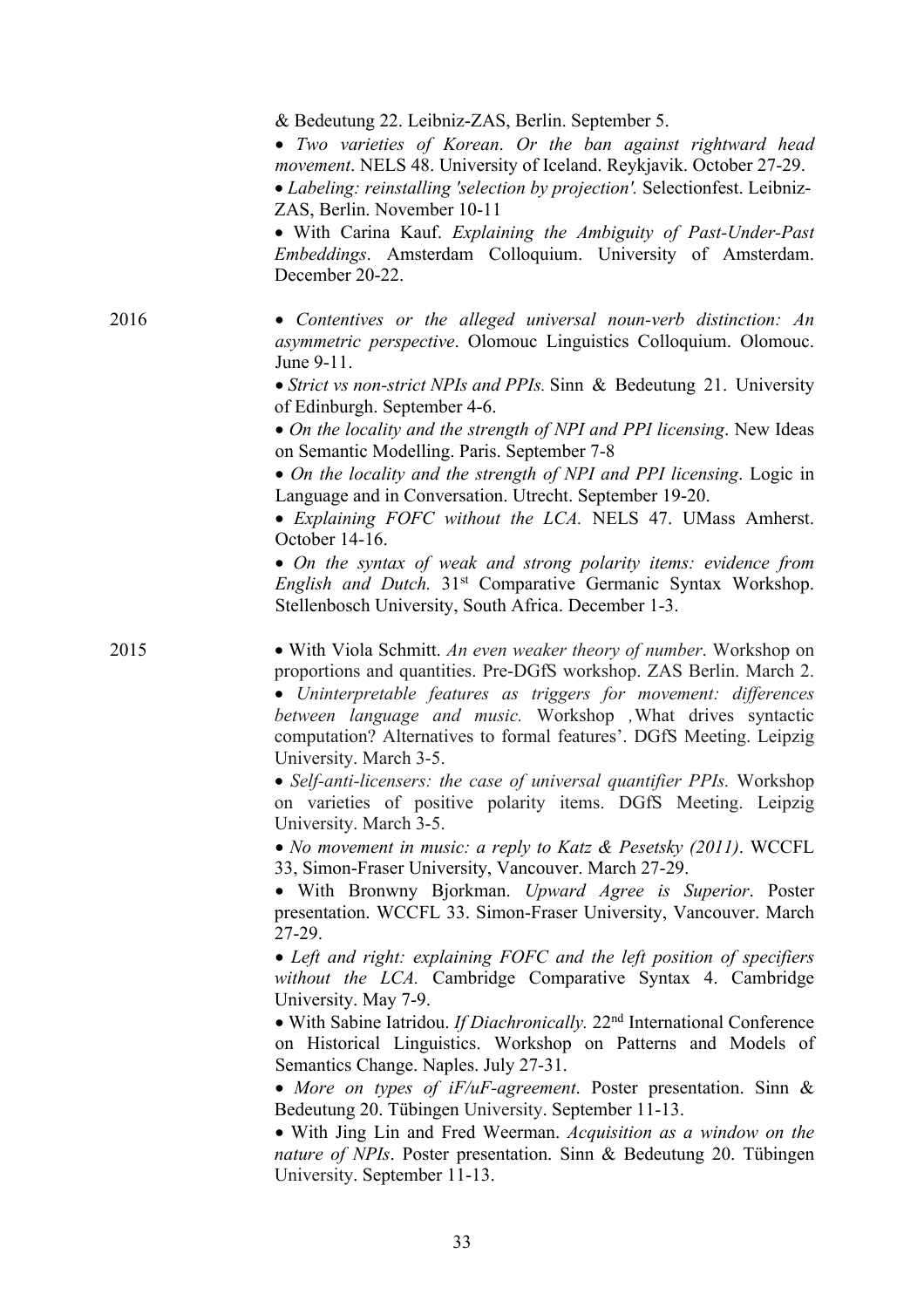& Bedeutung 22. Leibniz-ZAS, Berlin. September 5.

- *Two varieties of Korean*. *Or the ban against rightward head movement*. NELS 48. University of Iceland. Reykjavik. October 27-29.
- *Labeling: reinstalling 'selection by projection'.* Selectionfest. Leibniz-ZAS, Berlin. November 10-11
- With Carina Kauf. *Explaining the Ambiguity of Past-Under-Past Embeddings*. Amsterdam Colloquium. University of Amsterdam. December 20-22.

2016

- *Contentives or the alleged universal noun-verb distinction: An asymmetric perspective*. Olomouc Linguistics Colloquium. Olomouc. June 9-11.
- *Strict vs non-strict NPIs and PPIs.* Sinn & Bedeutung 21. University of Edinburgh. September 4-6.
- *On the locality and the strength of NPI and PPI licensing*. New Ideas on Semantic Modelling. Paris. September 7-8
- *On the locality and the strength of NPI and PPI licensing*. Logic in Language and in Conversation. Utrecht. September 19-20.
- *Explaining FOFC without the LCA.* NELS 47. UMass Amherst. October 14-16.
- *On the syntax of weak and strong polarity items: evidence from English and Dutch.* 31st Comparative Germanic Syntax Workshop. Stellenbosch University, South Africa. December 1-3.

2015

- With Viola Schmitt. *An even weaker theory of number*. Workshop on proportions and quantities. Pre-DGfS workshop. ZAS Berlin. March 2.
- *Uninterpretable features as triggers for movement: differences between language and music.* Workshop ‚What drives syntactic computation? Alternatives to formal features'. DGfS Meeting. Leipzig University. March 3-5.
- *Self-anti-licensers: the case of universal quantifier PPIs.* Workshop on varieties of positive polarity items. DGfS Meeting. Leipzig University. March 3-5.
- *No movement in music: a reply to Katz & Pesetsky (2011)*. WCCFL 33, Simon-Fraser University, Vancouver. March 27-29.
- With Bronwny Bjorkman. *Upward Agree is Superior*. Poster presentation. WCCFL 33. Simon-Fraser University, Vancouver. March 27-29.
- *Left and right: explaining FOFC and the left position of specifiers without the LCA.* Cambridge Comparative Syntax 4. Cambridge University. May 7-9.
- With Sabine Iatridou. *If Diachronically.* 22nd International Conference on Historical Linguistics. Workshop on Patterns and Models of Semantics Change. Naples. July 27-31.
- *More on types of iF/uF-agreement*. Poster presentation. Sinn & Bedeutung 20. Tübingen University. September 11-13.
- With Jing Lin and Fred Weerman. *Acquisition as a window on the nature of NPIs*. Poster presentation. Sinn & Bedeutung 20. Tübingen University. September 11-13.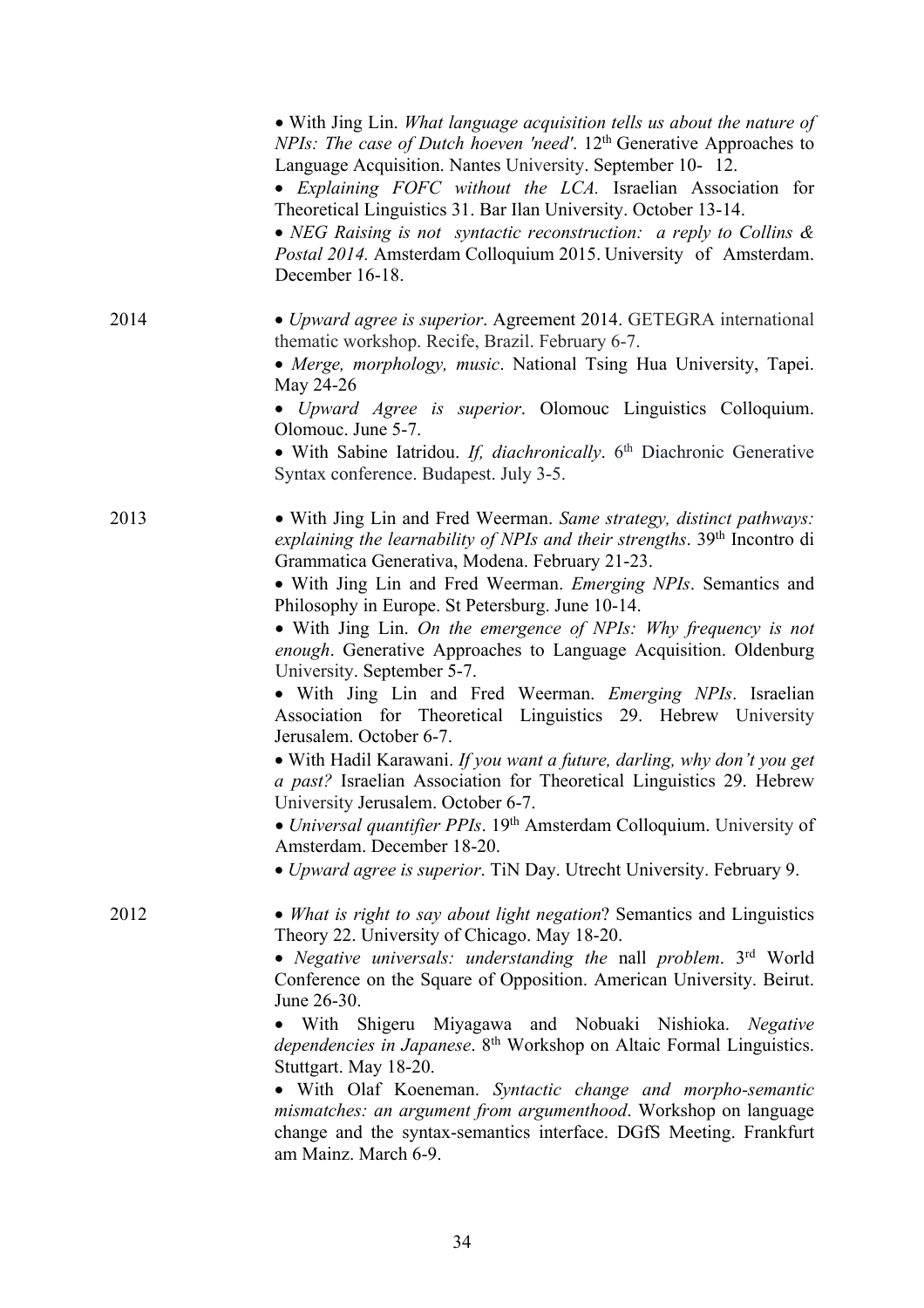- With Jing Lin. *What language acquisition tells us about the nature of NPIs: The case of Dutch hoeven 'need'*. 12th Generative Approaches to Language Acquisition. Nantes University. September 10- 12.
- *Explaining FOFC without the LCA*. Israelian Association for Theoretical Linguistics 31. Bar Ilan University. October 13-14.
- *NEG Raising is not syntactic reconstruction: a reply to Collins & Postal 2014*. Amsterdam Colloquium 2015. University of Amsterdam. December 16-18.

2014

- *Upward agree is superior*. Agreement 2014. GETEGRA international thematic workshop. Recife, Brazil. February 6-7.
- *Merge, morphology, music*. National Tsing Hua University, Tapei. May 24-26
- *Upward Agree is superior*. Olomouc Linguistics Colloquium. Olomouc. June 5-7.
- With Sabine Iatridou. *If, diachronically*. 6th Diachronic Generative Syntax conference. Budapest. July 3-5.

2013

- With Jing Lin and Fred Weerman. *Same strategy, distinct pathways: explaining the learnability of NPIs and their strengths*. 39th Incontro di Grammatica Generativa, Modena. February 21-23.
- With Jing Lin and Fred Weerman. *Emerging NPIs*. Semantics and Philosophy in Europe. St Petersburg. June 10-14.
- With Jing Lin. *On the emergence of NPIs: Why frequency is not enough*. Generative Approaches to Language Acquisition. Oldenburg University. September 5-7.
- With Jing Lin and Fred Weerman. *Emerging NPIs*. Israelian Association for Theoretical Linguistics 29. Hebrew University Jerusalem. October 6-7.
- With Hadil Karawani. *If you want a future, darling, why don't you get a past?* Israelian Association for Theoretical Linguistics 29. Hebrew University Jerusalem. October 6-7.
- *Universal quantifier PPIs*. 19th Amsterdam Colloquium. University of Amsterdam. December 18-20.
- *Upward agree is superior*. TiN Day. Utrecht University. February 9.

2012

- *What is right to say about light negation*? Semantics and Linguistics Theory 22. University of Chicago. May 18-20.
- *Negative universals: understanding the* nall *problem*. 3rd World Conference on the Square of Opposition. American University. Beirut. June 26-30.
- With Shigeru Miyagawa and Nobuaki Nishioka. *Negative dependencies in Japanese*. 8th Workshop on Altaic Formal Linguistics. Stuttgart. May 18-20.
- With Olaf Koeneman. *Syntactic change and morpho-semantic mismatches: an argument from argumenthood*. Workshop on language change and the syntax-semantics interface. DGfS Meeting. Frankfurt am Mainz. March 6-9.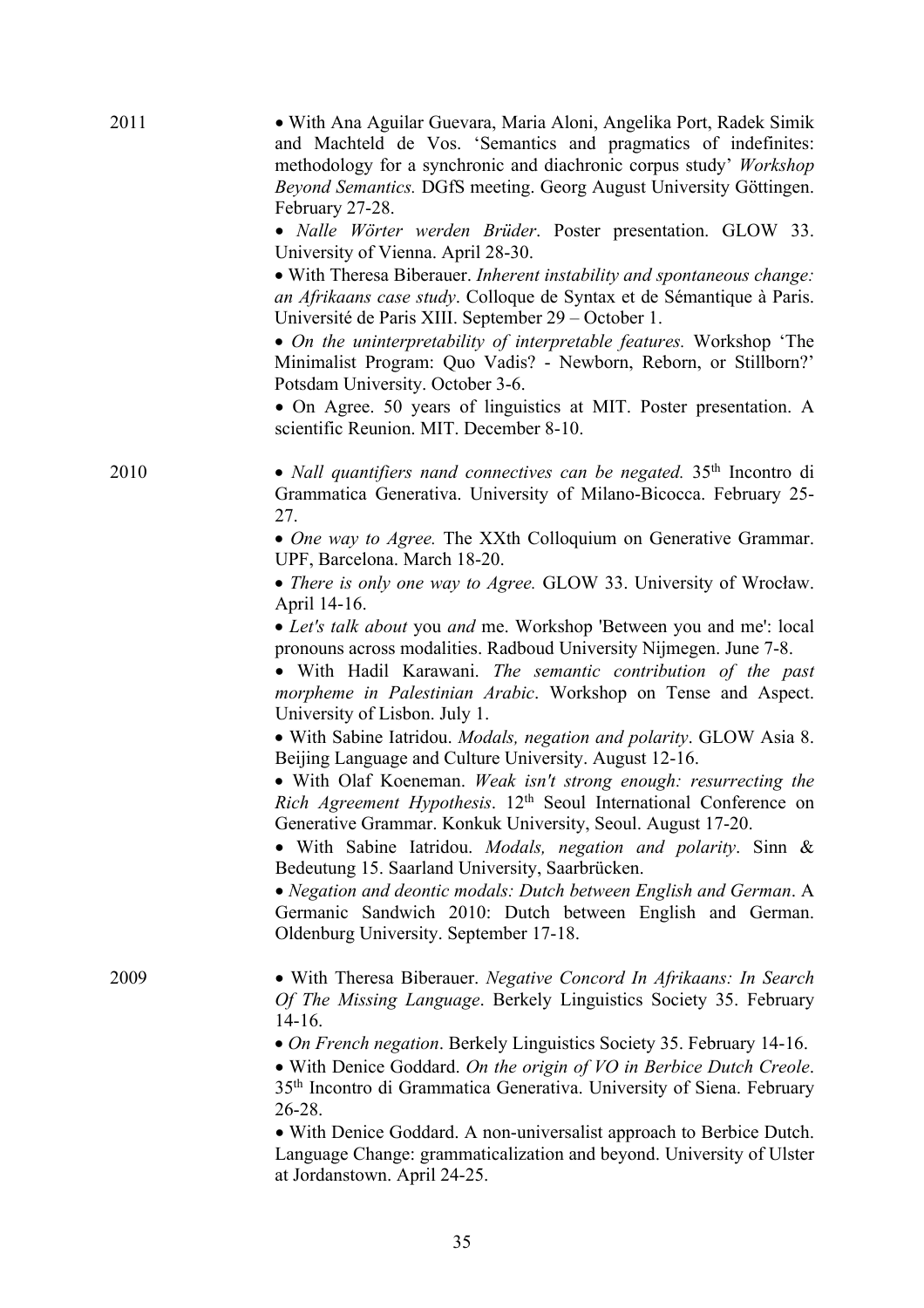2011

- With Ana Aguilar Guevara, Maria Aloni, Angelika Port, Radek Simik and Machteld de Vos. 'Semantics and pragmatics of indefinites: methodology for a synchronic and diachronic corpus study' *Workshop Beyond Semantics.* DGfS meeting. Georg August University Göttingen. February 27-28.
- *Nalle Wörter werden Brüder*. Poster presentation. GLOW 33. University of Vienna. April 28-30.
- With Theresa Biberauer. *Inherent instability and spontaneous change: an Afrikaans case study*. Colloque de Syntax et de Sémantique à Paris. Université de Paris XIII. September 29 – October 1.
- *On the uninterpretability of interpretable features.* Workshop 'The Minimalist Program: Quo Vadis? - Newborn, Reborn, or Stillborn?' Potsdam University. October 3-6.
- On Agree. 50 years of linguistics at MIT. Poster presentation. A scientific Reunion. MIT. December 8-10.

2010

- *Nall quantifiers nand connectives can be negated.* 35th Incontro di Grammatica Generativa. University of Milano-Bicocca. February 25-27.
- *One way to Agree.* The XXth Colloquium on Generative Grammar. UPF, Barcelona. March 18-20.
- *There is only one way to Agree.* GLOW 33. University of Wrocław. April 14-16.
- *Let's talk about* you *and* me. Workshop 'Between you and me': local pronouns across modalities. Radboud University Nijmegen. June 7-8.
- With Hadil Karawani. *The semantic contribution of the past morpheme in Palestinian Arabic*. Workshop on Tense and Aspect. University of Lisbon. July 1.
- With Sabine Iatridou. *Modals, negation and polarity*. GLOW Asia 8. Beijing Language and Culture University. August 12-16.
- With Olaf Koeneman. *Weak isn't strong enough: resurrecting the Rich Agreement Hypothesis*. 12th Seoul International Conference on Generative Grammar. Konkuk University, Seoul. August 17-20.
- With Sabine Iatridou. *Modals, negation and polarity*. Sinn & Bedeutung 15. Saarland University, Saarbrücken.
- *Negation and deontic modals: Dutch between English and German*. A Germanic Sandwich 2010: Dutch between English and German. Oldenburg University. September 17-18.

2009

- With Theresa Biberauer. *Negative Concord In Afrikaans: In Search Of The Missing Language*. Berkely Linguistics Society 35. February 14-16.
- *On French negation*. Berkely Linguistics Society 35. February 14-16.
- With Denice Goddard. *On the origin of VO in Berbice Dutch Creole*. 35th Incontro di Grammatica Generativa. University of Siena. February 26-28.
- With Denice Goddard. A non-universalist approach to Berbice Dutch. Language Change: grammaticalization and beyond. University of Ulster at Jordanstown. April 24-25.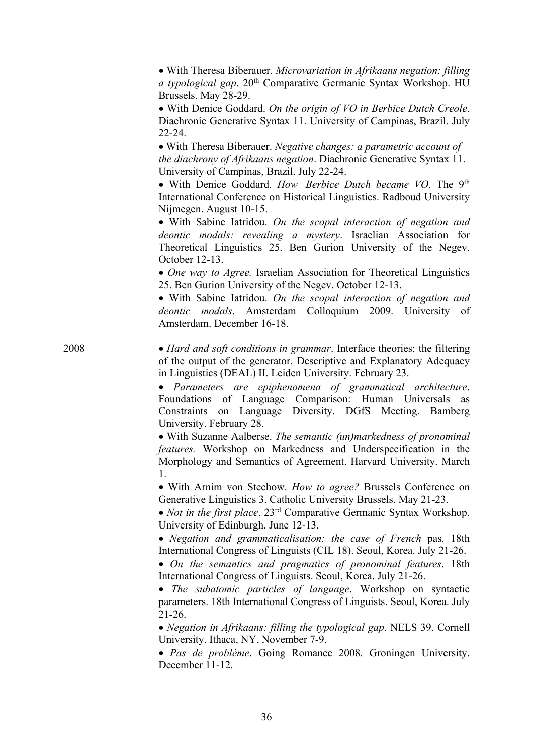- With Theresa Biberauer. *Microvariation in Afrikaans negation: filling a typological gap*. 20th Comparative Germanic Syntax Workshop. HU Brussels. May 28-29.
- With Denice Goddard. *On the origin of VO in Berbice Dutch Creole*. Diachronic Generative Syntax 11. University of Campinas, Brazil. July 22-24.
- With Theresa Biberauer. *Negative changes: a parametric account of the diachrony of Afrikaans negation*. Diachronic Generative Syntax 11. University of Campinas, Brazil. July 22-24.
- With Denice Goddard. *How Berbice Dutch became VO*. The 9th International Conference on Historical Linguistics. Radboud University Nijmegen. August 10-15.
- With Sabine Iatridou. *On the scopal interaction of negation and deontic modals: revealing a mystery*. Israelian Association for Theoretical Linguistics 25. Ben Gurion University of the Negev. October 12-13.
- *One way to Agree.* Israelian Association for Theoretical Linguistics 25. Ben Gurion University of the Negev. October 12-13.
- With Sabine Iatridou. *On the scopal interaction of negation and deontic modals*. Amsterdam Colloquium 2009. University of Amsterdam. December 16-18.

2008

- *Hard and soft conditions in grammar*. Interface theories: the filtering of the output of the generator. Descriptive and Explanatory Adequacy in Linguistics (DEAL) II. Leiden University. February 23.
- *Parameters are epiphenomena of grammatical architecture*. Foundations of Language Comparison: Human Universals as Constraints on Language Diversity. DGfS Meeting. Bamberg University. February 28.
- With Suzanne Aalberse. *The semantic (un)markedness of pronominal features.* Workshop on Markedness and Underspecification in the Morphology and Semantics of Agreement. Harvard University. March 1.
- With Arnim von Stechow. *How to agree?* Brussels Conference on Generative Linguistics 3. Catholic University Brussels. May 21-23.
- *Not in the first place*. 23rd Comparative Germanic Syntax Workshop. University of Edinburgh. June 12-13.
- *Negation and grammaticalisation: the case of French* pas*.* 18th International Congress of Linguists (CIL 18). Seoul, Korea. July 21-26.
- *On the semantics and pragmatics of pronominal features*. 18th International Congress of Linguists. Seoul, Korea. July 21-26.
- *The subatomic particles of language*. Workshop on syntactic parameters. 18th International Congress of Linguists. Seoul, Korea. July 21-26.
- *Negation in Afrikaans: filling the typological gap*. NELS 39. Cornell University. Ithaca, NY, November 7-9.
- *Pas de problème*. Going Romance 2008. Groningen University. December 11-12.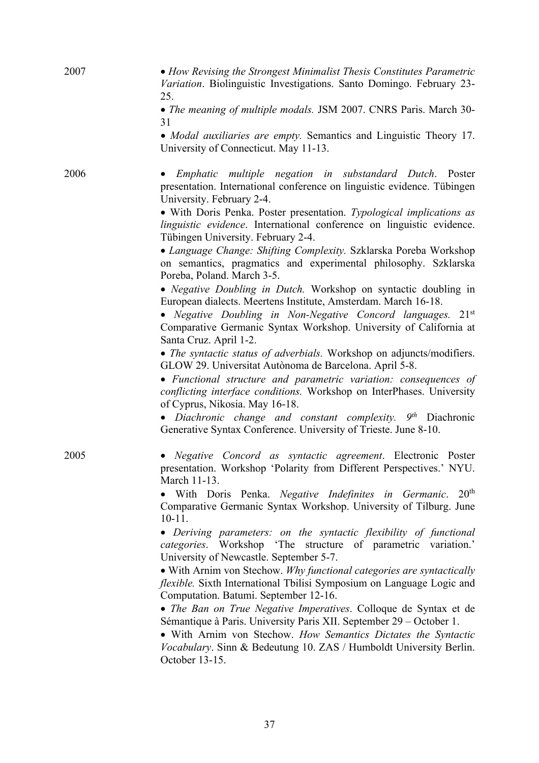2007

- *How Revising the Strongest Minimalist Thesis Constitutes Parametric Variation*. Biolinguistic Investigations. Santo Domingo. February 23-25.
- *The meaning of multiple modals.* JSM 2007. CNRS Paris. March 30-31
- *Modal auxiliaries are empty.* Semantics and Linguistic Theory 17. University of Connecticut. May 11-13.

2006

- *Emphatic multiple negation in substandard Dutch*. Poster presentation. International conference on linguistic evidence. Tübingen University. February 2-4.
- With Doris Penka. Poster presentation. *Typological implications as linguistic evidence*. International conference on linguistic evidence. Tübingen University. February 2-4.
- *Language Change: Shifting Complexity.* Szklarska Poreba Workshop on semantics, pragmatics and experimental philosophy. Szklarska Poreba, Poland. March 3-5.
- *Negative Doubling in Dutch.* Workshop on syntactic doubling in European dialects. Meertens Institute, Amsterdam. March 16-18.
- *Negative Doubling in Non-Negative Concord languages.* 21st Comparative Germanic Syntax Workshop. University of California at Santa Cruz. April 1-2.
- *The syntactic status of adverbials.* Workshop on adjuncts/modifiers. GLOW 29. Universitat Autònoma de Barcelona. April 5-8.
- *Functional structure and parametric variation: consequences of conflicting interface conditions.* Workshop on InterPhases. University of Cyprus, Nikosia. May 16-18.
- *Diachronic change and constant complexity. 9th* Diachronic Generative Syntax Conference. University of Trieste. June 8-10.

2005

- *Negative Concord as syntactic agreement*. Electronic Poster presentation. Workshop 'Polarity from Different Perspectives.' NYU. March 11-13.
- With Doris Penka. *Negative Indefinites in Germanic*. 20th Comparative Germanic Syntax Workshop. University of Tilburg. June 10-11.
- *Deriving parameters: on the syntactic flexibility of functional categories*. Workshop 'The structure of parametric variation.' University of Newcastle. September 5-7.
- With Arnim von Stechow. *Why functional categories are syntactically flexible.* Sixth International Tbilisi Symposium on Language Logic and Computation. Batumi. September 12-16.
- *The Ban on True Negative Imperatives*. Colloque de Syntax et de Sémantique à Paris. University Paris XII. September 29 – October 1.
- With Arnim von Stechow. *How Semantics Dictates the Syntactic Vocabulary*. Sinn & Bedeutung 10. ZAS / Humboldt University Berlin. October 13-15.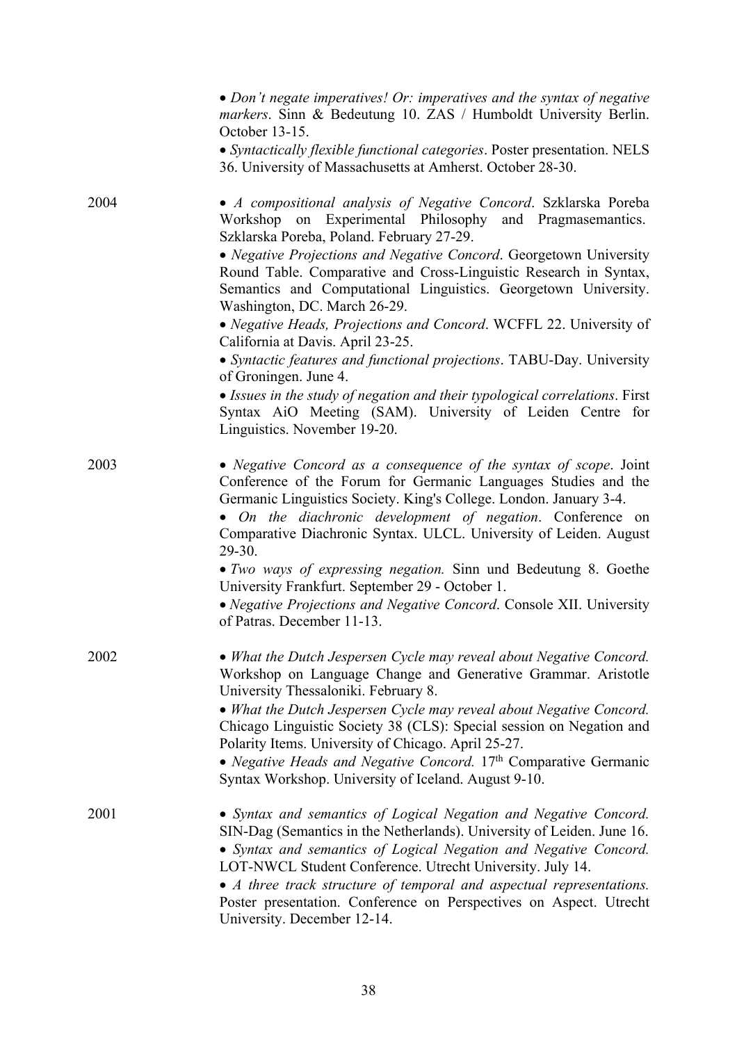- *Don't negate imperatives! Or: imperatives and the syntax of negative markers*. Sinn & Bedeutung 10. ZAS / Humboldt University Berlin. October 13-15.
- *Syntactically flexible functional categories*. Poster presentation. NELS 36. University of Massachusetts at Amherst. October 28-30.

2004

- *A compositional analysis of Negative Concord*. Szklarska Poreba Workshop on Experimental Philosophy and Pragmasemantics. Szklarska Poreba, Poland. February 27-29.
- *Negative Projections and Negative Concord*. Georgetown University Round Table. Comparative and Cross-Linguistic Research in Syntax, Semantics and Computational Linguistics. Georgetown University. Washington, DC. March 26-29.
- *Negative Heads, Projections and Concord*. WCFFL 22. University of California at Davis. April 23-25.
- *Syntactic features and functional projections*. TABU-Day. University of Groningen. June 4.
- *Issues in the study of negation and their typological correlations*. First Syntax AiO Meeting (SAM). University of Leiden Centre for Linguistics. November 19-20.

2003

- *Negative Concord as a consequence of the syntax of scope*. Joint Conference of the Forum for Germanic Languages Studies and the Germanic Linguistics Society. King's College. London. January 3-4.
- *On the diachronic development of negation*. Conference on Comparative Diachronic Syntax. ULCL. University of Leiden. August 29-30.
- *Two ways of expressing negation.* Sinn und Bedeutung 8. Goethe University Frankfurt. September 29 - October 1.
- *Negative Projections and Negative Concord*. Console XII. University of Patras. December 11-13.

2002

- *What the Dutch Jespersen Cycle may reveal about Negative Concord.* Workshop on Language Change and Generative Grammar. Aristotle University Thessaloniki. February 8.
- *What the Dutch Jespersen Cycle may reveal about Negative Concord.* Chicago Linguistic Society 38 (CLS): Special session on Negation and Polarity Items. University of Chicago. April 25-27.
- *Negative Heads and Negative Concord.* 17th Comparative Germanic Syntax Workshop. University of Iceland. August 9-10.

2001

- *Syntax and semantics of Logical Negation and Negative Concord.* SIN-Dag (Semantics in the Netherlands). University of Leiden. June 16.
- *Syntax and semantics of Logical Negation and Negative Concord.* LOT-NWCL Student Conference. Utrecht University. July 14.
- *A three track structure of temporal and aspectual representations.* Poster presentation. Conference on Perspectives on Aspect. Utrecht University. December 12-14.